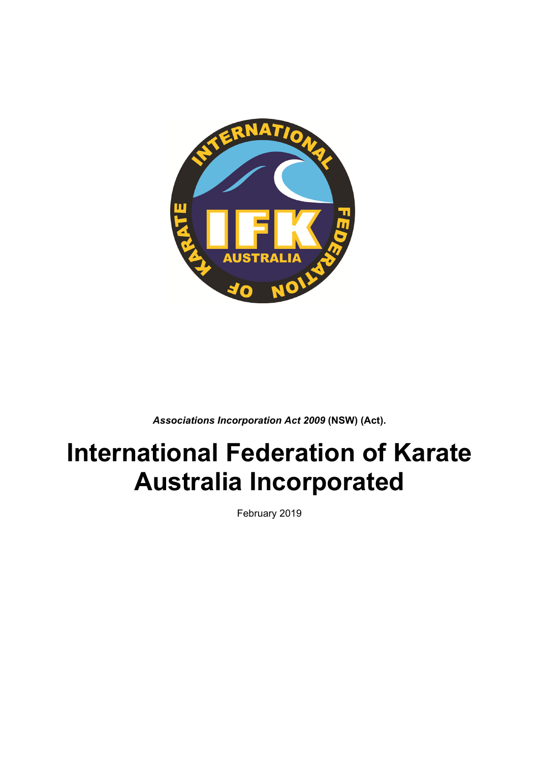***Associations Incorporation Act 2009*** **(NSW) (Act).**

# International Federation of Karate Australia Incorporated

February 2019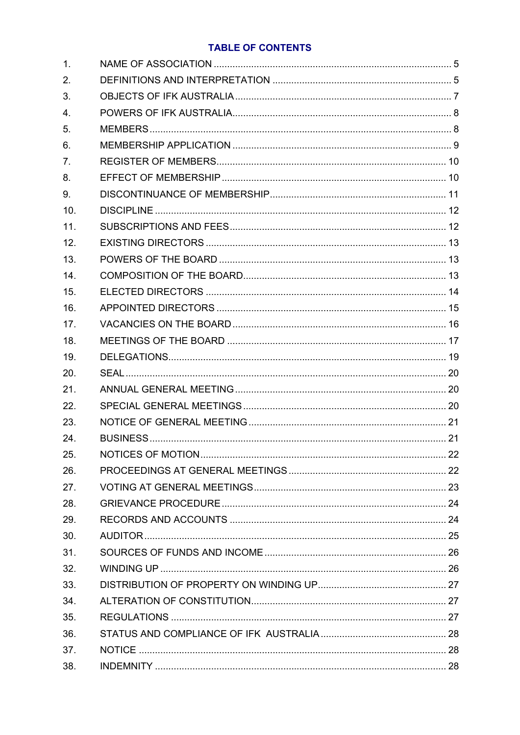## TABLE OF CONTENTS

| | | |
|---|---|---|
| 1. | NAME OF ASSOCIATION | 5 |
| 2. | DEFINITIONS AND INTERPRETATION | 5 |
| 3. | OBJECTS OF IFK AUSTRALIA | 7 |
| 4. | POWERS OF IFK AUSTRALIA | 8 |
| 5. | MEMBERS | 8 |
| 6. | MEMBERSHIP APPLICATION | 9 |
| 7. | REGISTER OF MEMBERS | 10 |
| 8. | EFFECT OF MEMBERSHIP | 10 |
| 9. | DISCONTINUANCE OF MEMBERSHIP | 11 |
| 10. | DISCIPLINE | 12 |
| 11. | SUBSCRIPTIONS AND FEES | 12 |
| 12. | EXISTING DIRECTORS | 13 |
| 13. | POWERS OF THE BOARD | 13 |
| 14. | COMPOSITION OF THE BOARD | 13 |
| 15. | ELECTED DIRECTORS | 14 |
| 16. | APPOINTED DIRECTORS | 15 |
| 17. | VACANCIES ON THE BOARD | 16 |
| 18. | MEETINGS OF THE BOARD | 17 |
| 19. | DELEGATIONS | 19 |
| 20. | SEAL | 20 |
| 21. | ANNUAL GENERAL MEETING | 20 |
| 22. | SPECIAL GENERAL MEETINGS | 20 |
| 23. | NOTICE OF GENERAL MEETING | 21 |
| 24. | BUSINESS | 21 |
| 25. | NOTICES OF MOTION | 22 |
| 26. | PROCEEDINGS AT GENERAL MEETINGS | 22 |
| 27. | VOTING AT GENERAL MEETINGS | 23 |
| 28. | GRIEVANCE PROCEDURE | 24 |
| 29. | RECORDS AND ACCOUNTS | 24 |
| 30. | AUDITOR | 25 |
| 31. | SOURCES OF FUNDS AND INCOME | 26 |
| 32. | WINDING UP | 26 |
| 33. | DISTRIBUTION OF PROPERTY ON WINDING UP | 27 |
| 34. | ALTERATION OF CONSTITUTION | 27 |
| 35. | REGULATIONS | 27 |
| 36. | STATUS AND COMPLIANCE OF IFK AUSTRALIA | 28 |
| 37. | NOTICE | 28 |
| 38. | INDEMNITY | 28 |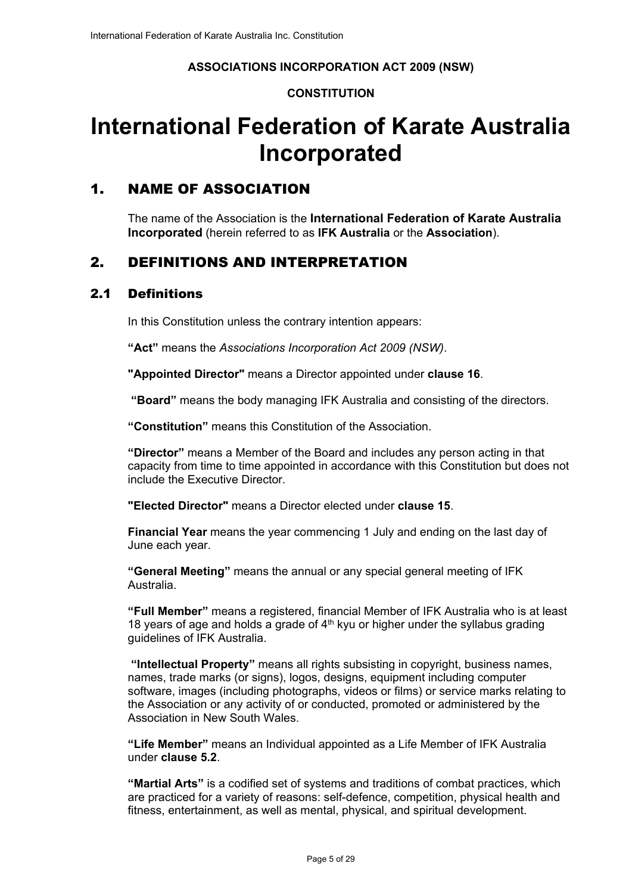**ASSOCIATIONS INCORPORATION ACT 2009 (NSW)**

**CONSTITUTION**

# International Federation of Karate Australia Incorporated

## 1. NAME OF ASSOCIATION

The name of the Association is the **International Federation of Karate Australia Incorporated** (herein referred to as **IFK Australia** or the **Association**).

## 2. DEFINITIONS AND INTERPRETATION

### 2.1 Definitions

In this Constitution unless the contrary intention appears:

**“Act”** means the *Associations Incorporation Act 2009 (NSW)*.

**"Appointed Director"** means a Director appointed under **clause 16**.

**“Board”** means the body managing IFK Australia and consisting of the directors.

**“Constitution”** means this Constitution of the Association.

**“Director”** means a Member of the Board and includes any person acting in that capacity from time to time appointed in accordance with this Constitution but does not include the Executive Director.

**"Elected Director"** means a Director elected under **clause 15**.

**Financial Year** means the year commencing 1 July and ending on the last day of June each year.

**“General Meeting”** means the annual or any special general meeting of IFK Australia.

**“Full Member”** means a registered, financial Member of IFK Australia who is at least 18 years of age and holds a grade of 4th kyu or higher under the syllabus grading guidelines of IFK Australia.

**“Intellectual Property”** means all rights subsisting in copyright, business names, names, trade marks (or signs), logos, designs, equipment including computer software, images (including photographs, videos or films) or service marks relating to the Association or any activity of or conducted, promoted or administered by the Association in New South Wales.

**“Life Member”** means an Individual appointed as a Life Member of IFK Australia under **clause 5.2**.

**“Martial Arts”** is a codified set of systems and traditions of combat practices, which are practiced for a variety of reasons: self-defence, competition, physical health and fitness, entertainment, as well as mental, physical, and spiritual development.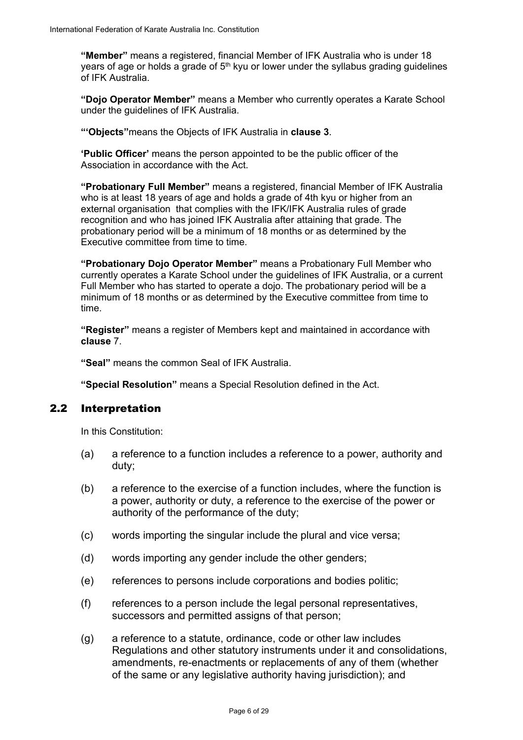**"Member"** means a registered, financial Member of IFK Australia who is under 18 years of age or holds a grade of 5th kyu or lower under the syllabus grading guidelines of IFK Australia.

**"Dojo Operator Member"** means a Member who currently operates a Karate School under the guidelines of IFK Australia.

**"'Objects"**means the Objects of IFK Australia in **clause 3**.

**'Public Officer'** means the person appointed to be the public officer of the Association in accordance with the Act.

**"Probationary Full Member"** means a registered, financial Member of IFK Australia who is at least 18 years of age and holds a grade of 4th kyu or higher from an external organisation that complies with the IFK/IFK Australia rules of grade recognition and who has joined IFK Australia after attaining that grade. The probationary period will be a minimum of 18 months or as determined by the Executive committee from time to time.

**"Probationary Dojo Operator Member"** means a Probationary Full Member who currently operates a Karate School under the guidelines of IFK Australia, or a current Full Member who has started to operate a dojo. The probationary period will be a minimum of 18 months or as determined by the Executive committee from time to time.

**"Register"** means a register of Members kept and maintained in accordance with **clause** 7.

**"Seal"** means the common Seal of IFK Australia.

**"Special Resolution"** means a Special Resolution defined in the Act.

## 2.2 Interpretation

In this Constitution:

(a) a reference to a function includes a reference to a power, authority and duty;

(b) a reference to the exercise of a function includes, where the function is a power, authority or duty, a reference to the exercise of the power or authority of the performance of the duty;

(c) words importing the singular include the plural and vice versa;

(d) words importing any gender include the other genders;

(e) references to persons include corporations and bodies politic;

(f) references to a person include the legal personal representatives, successors and permitted assigns of that person;

(g) a reference to a statute, ordinance, code or other law includes Regulations and other statutory instruments under it and consolidations, amendments, re-enactments or replacements of any of them (whether of the same or any legislative authority having jurisdiction); and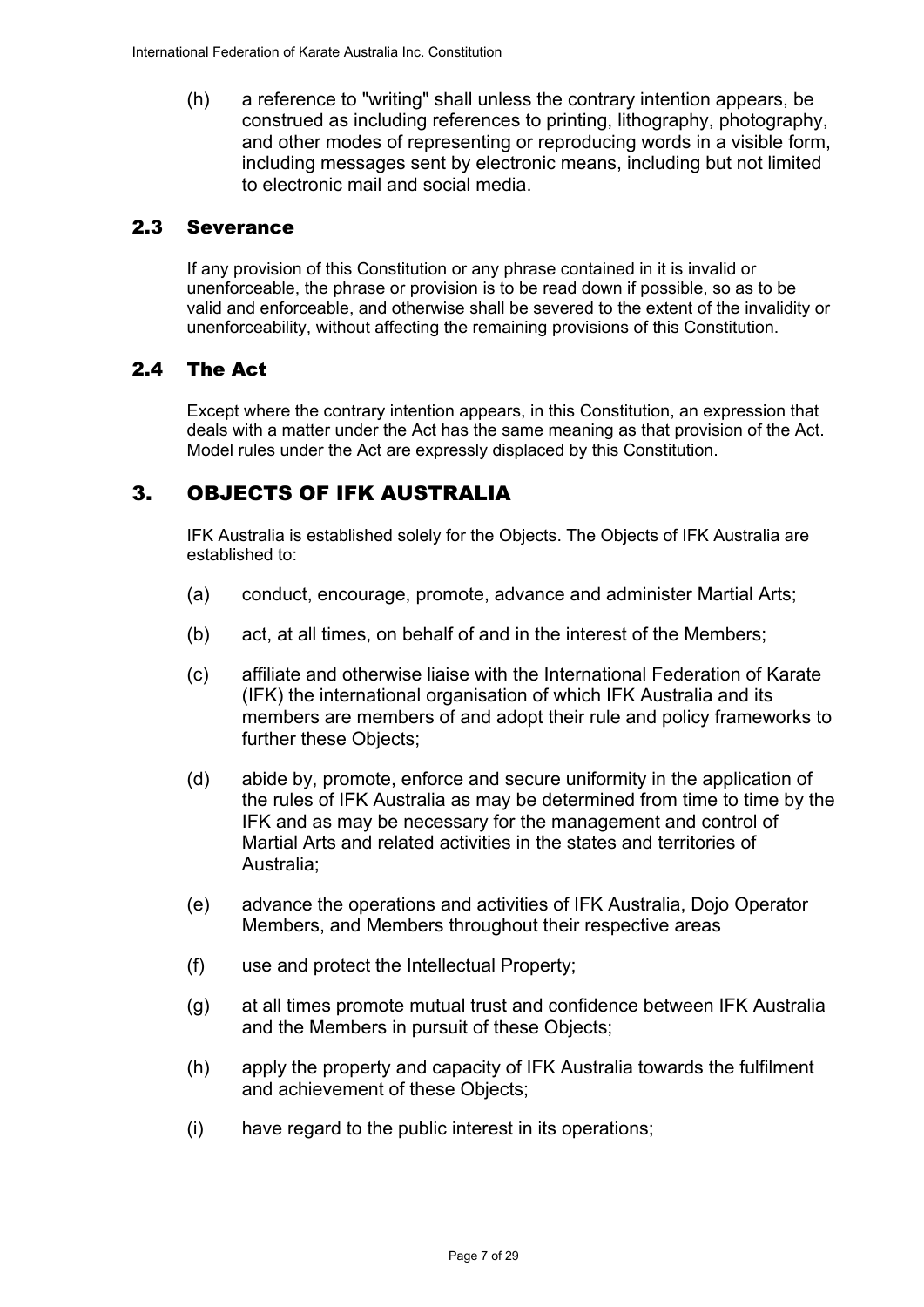(h) a reference to "writing" shall unless the contrary intention appears, be construed as including references to printing, lithography, photography, and other modes of representing or reproducing words in a visible form, including messages sent by electronic means, including but not limited to electronic mail and social media.

### 2.3 Severance

If any provision of this Constitution or any phrase contained in it is invalid or unenforceable, the phrase or provision is to be read down if possible, so as to be valid and enforceable, and otherwise shall be severed to the extent of the invalidity or unenforceability, without affecting the remaining provisions of this Constitution.

### 2.4 The Act

Except where the contrary intention appears, in this Constitution, an expression that deals with a matter under the Act has the same meaning as that provision of the Act. Model rules under the Act are expressly displaced by this Constitution.

## 3. OBJECTS OF IFK AUSTRALIA

IFK Australia is established solely for the Objects. The Objects of IFK Australia are established to:

(a) conduct, encourage, promote, advance and administer Martial Arts;

(b) act, at all times, on behalf of and in the interest of the Members;

(c) affiliate and otherwise liaise with the International Federation of Karate (IFK) the international organisation of which IFK Australia and its members are members of and adopt their rule and policy frameworks to further these Objects;

(d) abide by, promote, enforce and secure uniformity in the application of the rules of IFK Australia as may be determined from time to time by the IFK and as may be necessary for the management and control of Martial Arts and related activities in the states and territories of Australia;

(e) advance the operations and activities of IFK Australia, Dojo Operator Members, and Members throughout their respective areas

(f) use and protect the Intellectual Property;

(g) at all times promote mutual trust and confidence between IFK Australia and the Members in pursuit of these Objects;

(h) apply the property and capacity of IFK Australia towards the fulfilment and achievement of these Objects;

(i) have regard to the public interest in its operations;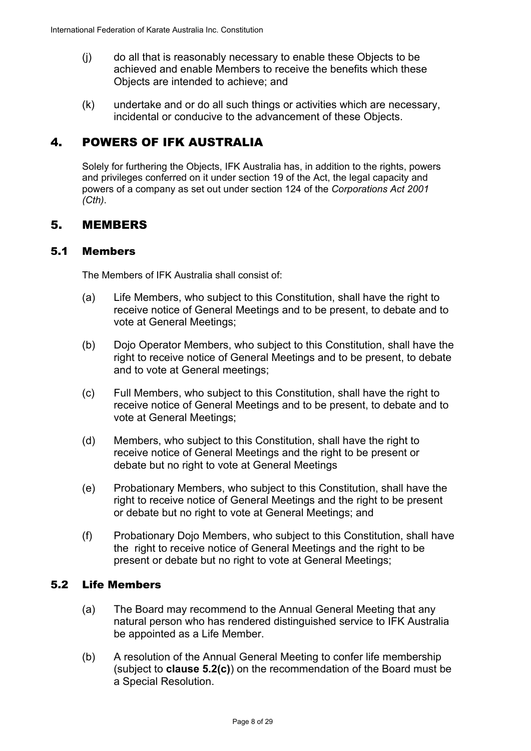(j) do all that is reasonably necessary to enable these Objects to be achieved and enable Members to receive the benefits which these Objects are intended to achieve; and

(k) undertake and or do all such things or activities which are necessary, incidental or conducive to the advancement of these Objects.

# 4. POWERS OF IFK AUSTRALIA

Solely for furthering the Objects, IFK Australia has, in addition to the rights, powers and privileges conferred on it under section 19 of the Act, the legal capacity and powers of a company as set out under section 124 of the *Corporations Act 2001 (Cth)*.

# 5. MEMBERS

## 5.1 Members

The Members of IFK Australia shall consist of:

(a) Life Members, who subject to this Constitution, shall have the right to receive notice of General Meetings and to be present, to debate and to vote at General Meetings;

(b) Dojo Operator Members, who subject to this Constitution, shall have the right to receive notice of General Meetings and to be present, to debate and to vote at General meetings;

(c) Full Members, who subject to this Constitution, shall have the right to receive notice of General Meetings and to be present, to debate and to vote at General Meetings;

(d) Members, who subject to this Constitution, shall have the right to receive notice of General Meetings and the right to be present or debate but no right to vote at General Meetings

(e) Probationary Members, who subject to this Constitution, shall have the right to receive notice of General Meetings and the right to be present or debate but no right to vote at General Meetings; and

(f) Probationary Dojo Members, who subject to this Constitution, shall have the right to receive notice of General Meetings and the right to be present or debate but no right to vote at General Meetings;

## 5.2 Life Members

(a) The Board may recommend to the Annual General Meeting that any natural person who has rendered distinguished service to IFK Australia be appointed as a Life Member.

(b) A resolution of the Annual General Meeting to confer life membership (subject to **clause 5.2(c)**) on the recommendation of the Board must be a Special Resolution.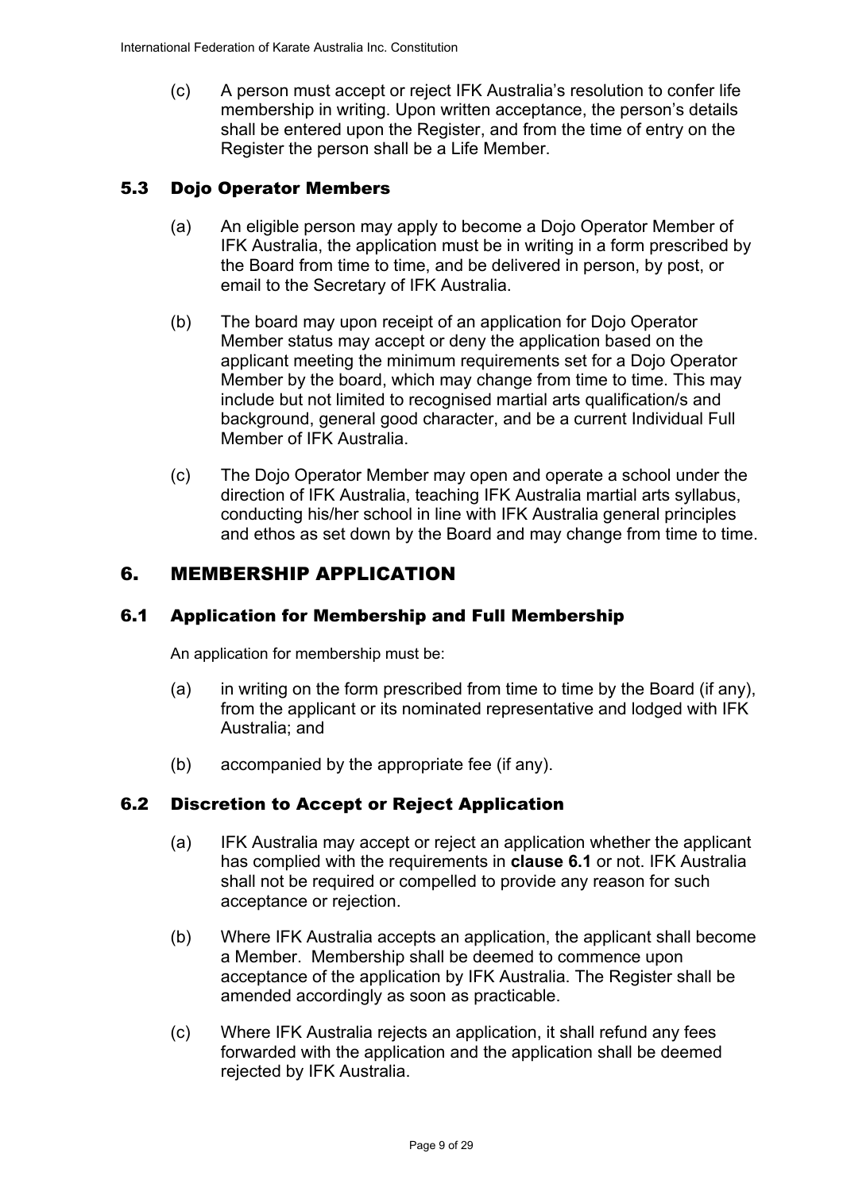(c) A person must accept or reject IFK Australia's resolution to confer life membership in writing. Upon written acceptance, the person's details shall be entered upon the Register, and from the time of entry on the Register the person shall be a Life Member.

### 5.3 Dojo Operator Members

(a) An eligible person may apply to become a Dojo Operator Member of IFK Australia, the application must be in writing in a form prescribed by the Board from time to time, and be delivered in person, by post, or email to the Secretary of IFK Australia.

(b) The board may upon receipt of an application for Dojo Operator Member status may accept or deny the application based on the applicant meeting the minimum requirements set for a Dojo Operator Member by the board, which may change from time to time. This may include but not limited to recognised martial arts qualification/s and background, general good character, and be a current Individual Full Member of IFK Australia.

(c) The Dojo Operator Member may open and operate a school under the direction of IFK Australia, teaching IFK Australia martial arts syllabus, conducting his/her school in line with IFK Australia general principles and ethos as set down by the Board and may change from time to time.

## 6. MEMBERSHIP APPLICATION

### 6.1 Application for Membership and Full Membership

An application for membership must be:

(a) in writing on the form prescribed from time to time by the Board (if any), from the applicant or its nominated representative and lodged with IFK Australia; and

(b) accompanied by the appropriate fee (if any).

### 6.2 Discretion to Accept or Reject Application

(a) IFK Australia may accept or reject an application whether the applicant has complied with the requirements in **clause 6.1** or not. IFK Australia shall not be required or compelled to provide any reason for such acceptance or rejection.

(b) Where IFK Australia accepts an application, the applicant shall become a Member. Membership shall be deemed to commence upon acceptance of the application by IFK Australia. The Register shall be amended accordingly as soon as practicable.

(c) Where IFK Australia rejects an application, it shall refund any fees forwarded with the application and the application shall be deemed rejected by IFK Australia.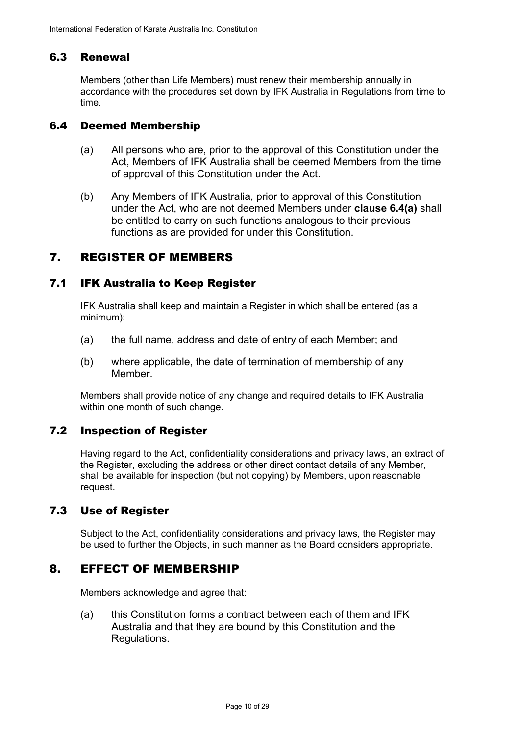### 6.3 Renewal

Members (other than Life Members) must renew their membership annually in accordance with the procedures set down by IFK Australia in Regulations from time to time.

### 6.4 Deemed Membership

(a) All persons who are, prior to the approval of this Constitution under the Act, Members of IFK Australia shall be deemed Members from the time of approval of this Constitution under the Act.

(b) Any Members of IFK Australia, prior to approval of this Constitution under the Act, who are not deemed Members under **clause 6.4(a)** shall be entitled to carry on such functions analogous to their previous functions as are provided for under this Constitution.

## 7. REGISTER OF MEMBERS

### 7.1 IFK Australia to Keep Register

IFK Australia shall keep and maintain a Register in which shall be entered (as a minimum):

(a) the full name, address and date of entry of each Member; and

(b) where applicable, the date of termination of membership of any Member.

Members shall provide notice of any change and required details to IFK Australia within one month of such change.

### 7.2 Inspection of Register

Having regard to the Act, confidentiality considerations and privacy laws, an extract of the Register, excluding the address or other direct contact details of any Member, shall be available for inspection (but not copying) by Members, upon reasonable request.

### 7.3 Use of Register

Subject to the Act, confidentiality considerations and privacy laws, the Register may be used to further the Objects, in such manner as the Board considers appropriate.

## 8. EFFECT OF MEMBERSHIP

Members acknowledge and agree that:

(a) this Constitution forms a contract between each of them and IFK Australia and that they are bound by this Constitution and the Regulations.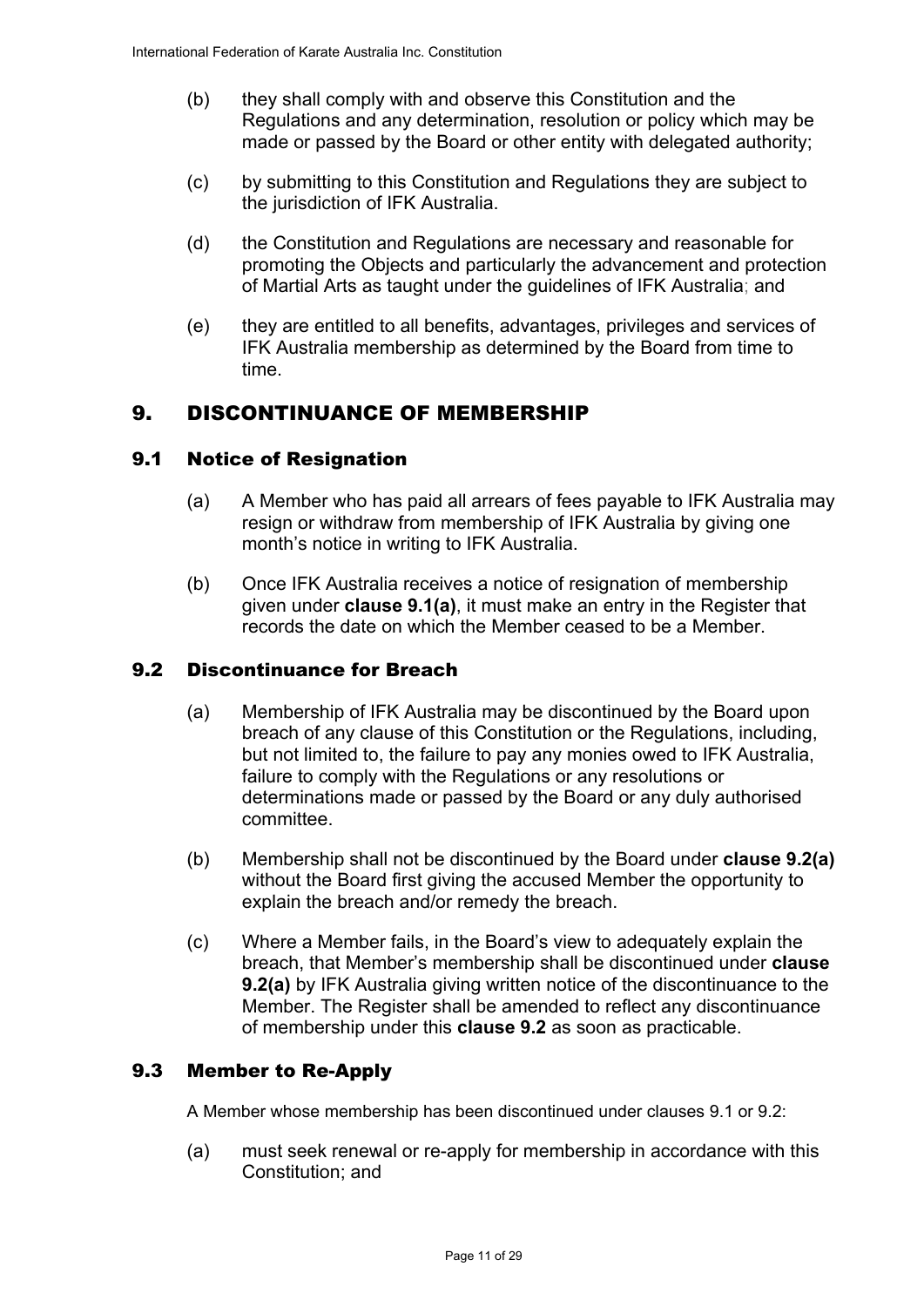(b) they shall comply with and observe this Constitution and the Regulations and any determination, resolution or policy which may be made or passed by the Board or other entity with delegated authority;

(c) by submitting to this Constitution and Regulations they are subject to the jurisdiction of IFK Australia.

(d) the Constitution and Regulations are necessary and reasonable for promoting the Objects and particularly the advancement and protection of Martial Arts as taught under the guidelines of IFK Australia; and

(e) they are entitled to all benefits, advantages, privileges and services of IFK Australia membership as determined by the Board from time to time.

# 9. DISCONTINUANCE OF MEMBERSHIP

## 9.1 Notice of Resignation

(a) A Member who has paid all arrears of fees payable to IFK Australia may resign or withdraw from membership of IFK Australia by giving one month's notice in writing to IFK Australia.

(b) Once IFK Australia receives a notice of resignation of membership given under **clause 9.1(a)**, it must make an entry in the Register that records the date on which the Member ceased to be a Member.

## 9.2 Discontinuance for Breach

(a) Membership of IFK Australia may be discontinued by the Board upon breach of any clause of this Constitution or the Regulations, including, but not limited to, the failure to pay any monies owed to IFK Australia, failure to comply with the Regulations or any resolutions or determinations made or passed by the Board or any duly authorised committee.

(b) Membership shall not be discontinued by the Board under **clause 9.2(a)** without the Board first giving the accused Member the opportunity to explain the breach and/or remedy the breach.

(c) Where a Member fails, in the Board's view to adequately explain the breach, that Member's membership shall be discontinued under **clause 9.2(a)** by IFK Australia giving written notice of the discontinuance to the Member. The Register shall be amended to reflect any discontinuance of membership under this **clause 9.2** as soon as practicable.

## 9.3 Member to Re-Apply

A Member whose membership has been discontinued under clauses 9.1 or 9.2:

(a) must seek renewal or re-apply for membership in accordance with this Constitution; and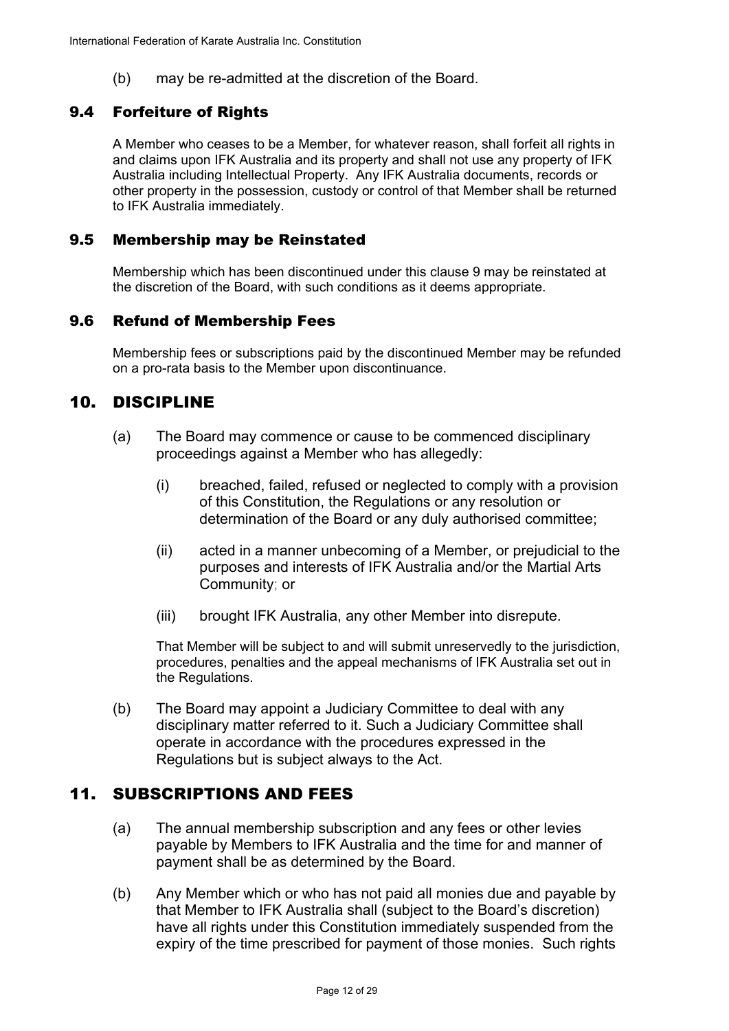(b) may be re-admitted at the discretion of the Board.

### 9.4 Forfeiture of Rights

A Member who ceases to be a Member, for whatever reason, shall forfeit all rights in and claims upon IFK Australia and its property and shall not use any property of IFK Australia including Intellectual Property. Any IFK Australia documents, records or other property in the possession, custody or control of that Member shall be returned to IFK Australia immediately.

### 9.5 Membership may be Reinstated

Membership which has been discontinued under this clause 9 may be reinstated at the discretion of the Board, with such conditions as it deems appropriate.

### 9.6 Refund of Membership Fees

Membership fees or subscriptions paid by the discontinued Member may be refunded on a pro-rata basis to the Member upon discontinuance.

## 10. DISCIPLINE

(a) The Board may commence or cause to be commenced disciplinary proceedings against a Member who has allegedly:

(i) breached, failed, refused or neglected to comply with a provision of this Constitution, the Regulations or any resolution or determination of the Board or any duly authorised committee;

(ii) acted in a manner unbecoming of a Member, or prejudicial to the purposes and interests of IFK Australia and/or the Martial Arts Community; or

(iii) brought IFK Australia, any other Member into disrepute.

That Member will be subject to and will submit unreservedly to the jurisdiction, procedures, penalties and the appeal mechanisms of IFK Australia set out in the Regulations.

(b) The Board may appoint a Judiciary Committee to deal with any disciplinary matter referred to it. Such a Judiciary Committee shall operate in accordance with the procedures expressed in the Regulations but is subject always to the Act.

## 11. SUBSCRIPTIONS AND FEES

(a) The annual membership subscription and any fees or other levies payable by Members to IFK Australia and the time for and manner of payment shall be as determined by the Board.

(b) Any Member which or who has not paid all monies due and payable by that Member to IFK Australia shall (subject to the Board's discretion) have all rights under this Constitution immediately suspended from the expiry of the time prescribed for payment of those monies. Such rights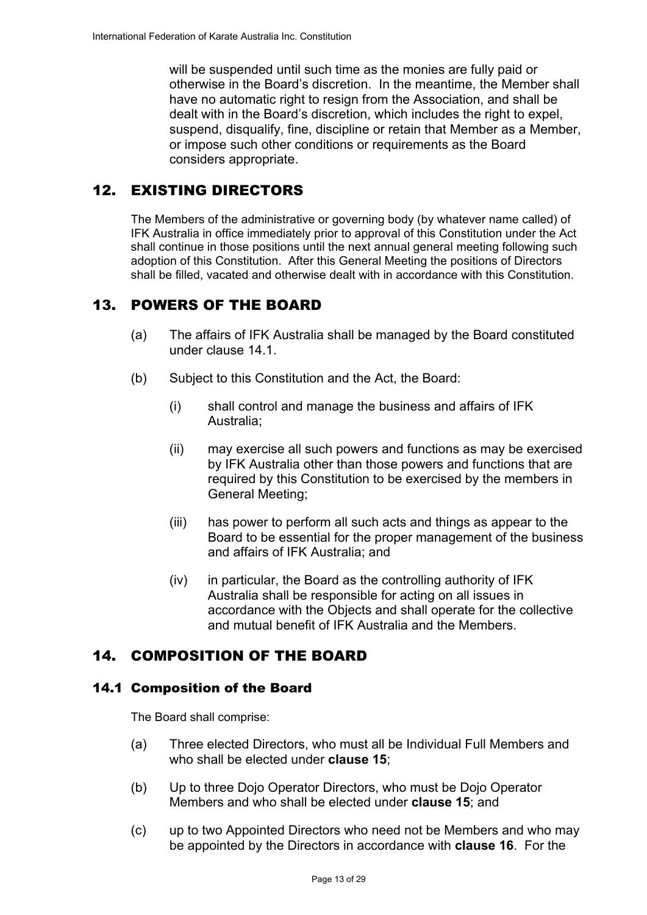will be suspended until such time as the monies are fully paid or otherwise in the Board's discretion. In the meantime, the Member shall have no automatic right to resign from the Association, and shall be dealt with in the Board's discretion, which includes the right to expel, suspend, disqualify, fine, discipline or retain that Member as a Member, or impose such other conditions or requirements as the Board considers appropriate.

## 12. EXISTING DIRECTORS

The Members of the administrative or governing body (by whatever name called) of IFK Australia in office immediately prior to approval of this Constitution under the Act shall continue in those positions until the next annual general meeting following such adoption of this Constitution. After this General Meeting the positions of Directors shall be filled, vacated and otherwise dealt with in accordance with this Constitution.

## 13. POWERS OF THE BOARD

(a) The affairs of IFK Australia shall be managed by the Board constituted under clause 14.1.

(b) Subject to this Constitution and the Act, the Board:

  (i) shall control and manage the business and affairs of IFK Australia;

  (ii) may exercise all such powers and functions as may be exercised by IFK Australia other than those powers and functions that are required by this Constitution to be exercised by the members in General Meeting;

  (iii) has power to perform all such acts and things as appear to the Board to be essential for the proper management of the business and affairs of IFK Australia; and

  (iv) in particular, the Board as the controlling authority of IFK Australia shall be responsible for acting on all issues in accordance with the Objects and shall operate for the collective and mutual benefit of IFK Australia and the Members.

## 14. COMPOSITION OF THE BOARD

### 14.1 Composition of the Board

The Board shall comprise:

(a) Three elected Directors, who must all be Individual Full Members and who shall be elected under **clause 15**;

(b) Up to three Dojo Operator Directors, who must be Dojo Operator Members and who shall be elected under **clause 15**; and

(c) up to two Appointed Directors who need not be Members and who may be appointed by the Directors in accordance with **clause 16**. For the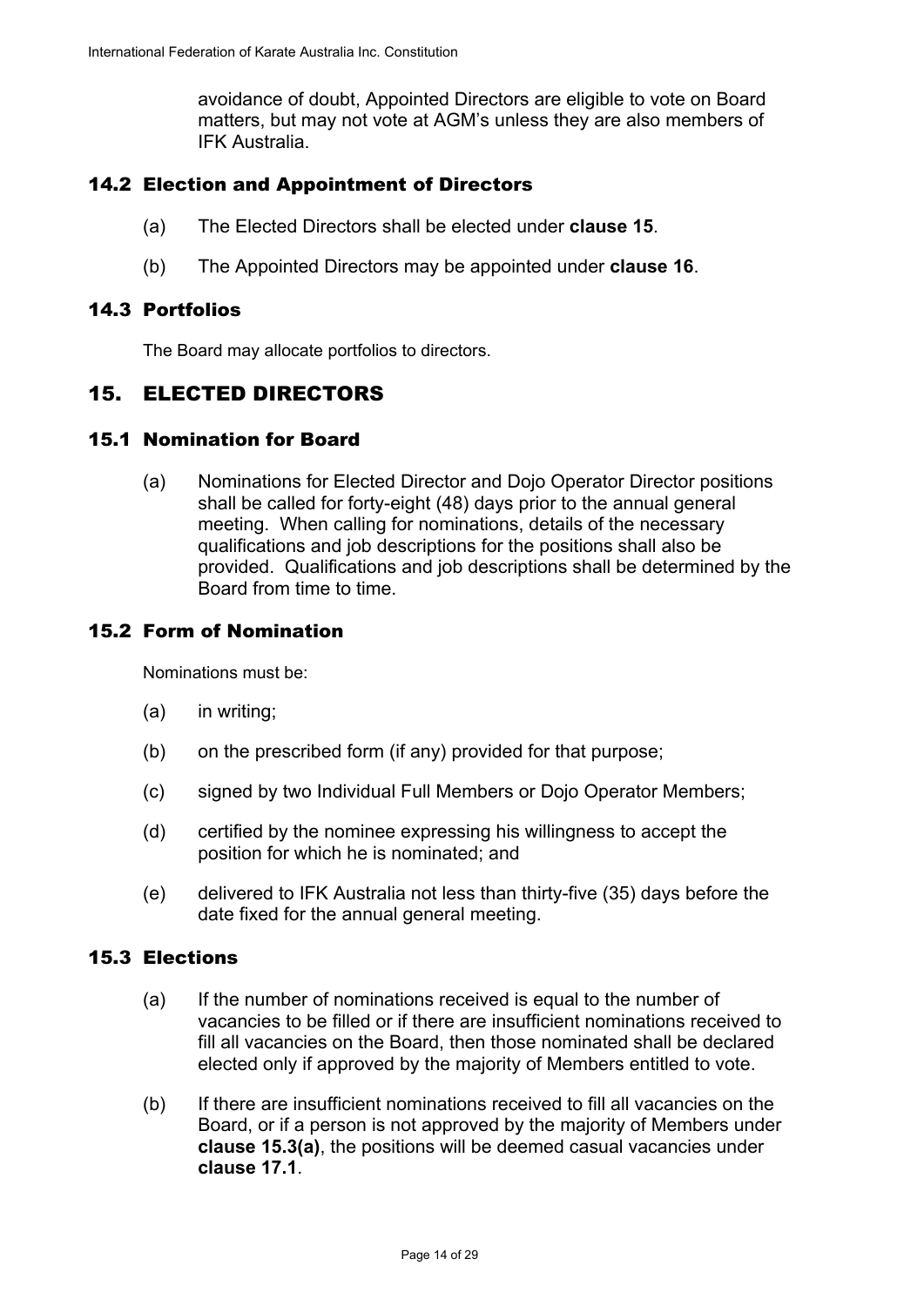avoidance of doubt, Appointed Directors are eligible to vote on Board matters, but may not vote at AGM's unless they are also members of IFK Australia.

### 14.2 Election and Appointment of Directors

(a) The Elected Directors shall be elected under **clause 15**.

(b) The Appointed Directors may be appointed under **clause 16**.

### 14.3 Portfolios

The Board may allocate portfolios to directors.

## 15. ELECTED DIRECTORS

### 15.1 Nomination for Board

(a) Nominations for Elected Director and Dojo Operator Director positions shall be called for forty-eight (48) days prior to the annual general meeting. When calling for nominations, details of the necessary qualifications and job descriptions for the positions shall also be provided. Qualifications and job descriptions shall be determined by the Board from time to time.

### 15.2 Form of Nomination

Nominations must be:

(a) in writing;

(b) on the prescribed form (if any) provided for that purpose;

(c) signed by two Individual Full Members or Dojo Operator Members;

(d) certified by the nominee expressing his willingness to accept the position for which he is nominated; and

(e) delivered to IFK Australia not less than thirty-five (35) days before the date fixed for the annual general meeting.

### 15.3 Elections

(a) If the number of nominations received is equal to the number of vacancies to be filled or if there are insufficient nominations received to fill all vacancies on the Board, then those nominated shall be declared elected only if approved by the majority of Members entitled to vote.

(b) If there are insufficient nominations received to fill all vacancies on the Board, or if a person is not approved by the majority of Members under **clause 15.3(a)**, the positions will be deemed casual vacancies under **clause 17.1**.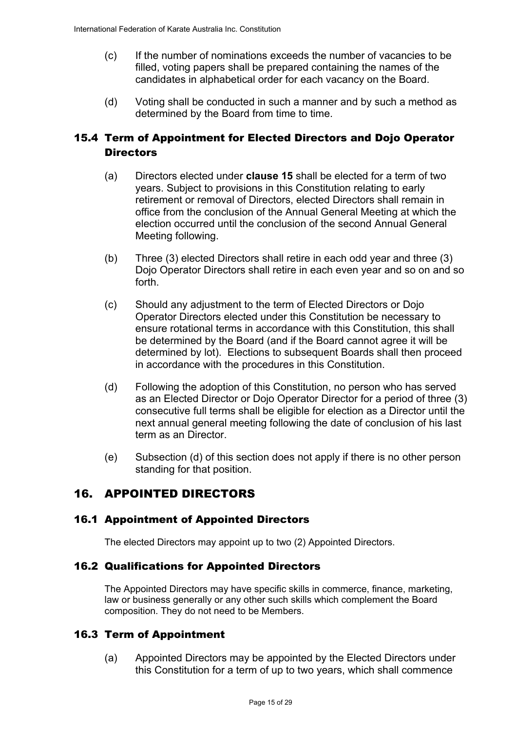(c) If the number of nominations exceeds the number of vacancies to be filled, voting papers shall be prepared containing the names of the candidates in alphabetical order for each vacancy on the Board.

(d) Voting shall be conducted in such a manner and by such a method as determined by the Board from time to time.

### 15.4 Term of Appointment for Elected Directors and Dojo Operator Directors

(a) Directors elected under **clause 15** shall be elected for a term of two years. Subject to provisions in this Constitution relating to early retirement or removal of Directors, elected Directors shall remain in office from the conclusion of the Annual General Meeting at which the election occurred until the conclusion of the second Annual General Meeting following.

(b) Three (3) elected Directors shall retire in each odd year and three (3) Dojo Operator Directors shall retire in each even year and so on and so forth.

(c) Should any adjustment to the term of Elected Directors or Dojo Operator Directors elected under this Constitution be necessary to ensure rotational terms in accordance with this Constitution, this shall be determined by the Board (and if the Board cannot agree it will be determined by lot). Elections to subsequent Boards shall then proceed in accordance with the procedures in this Constitution.

(d) Following the adoption of this Constitution, no person who has served as an Elected Director or Dojo Operator Director for a period of three (3) consecutive full terms shall be eligible for election as a Director until the next annual general meeting following the date of conclusion of his last term as an Director.

(e) Subsection (d) of this section does not apply if there is no other person standing for that position.

## 16. APPOINTED DIRECTORS

### 16.1 Appointment of Appointed Directors

The elected Directors may appoint up to two (2) Appointed Directors.

### 16.2 Qualifications for Appointed Directors

The Appointed Directors may have specific skills in commerce, finance, marketing, law or business generally or any other such skills which complement the Board composition. They do not need to be Members.

### 16.3 Term of Appointment

(a) Appointed Directors may be appointed by the Elected Directors under this Constitution for a term of up to two years, which shall commence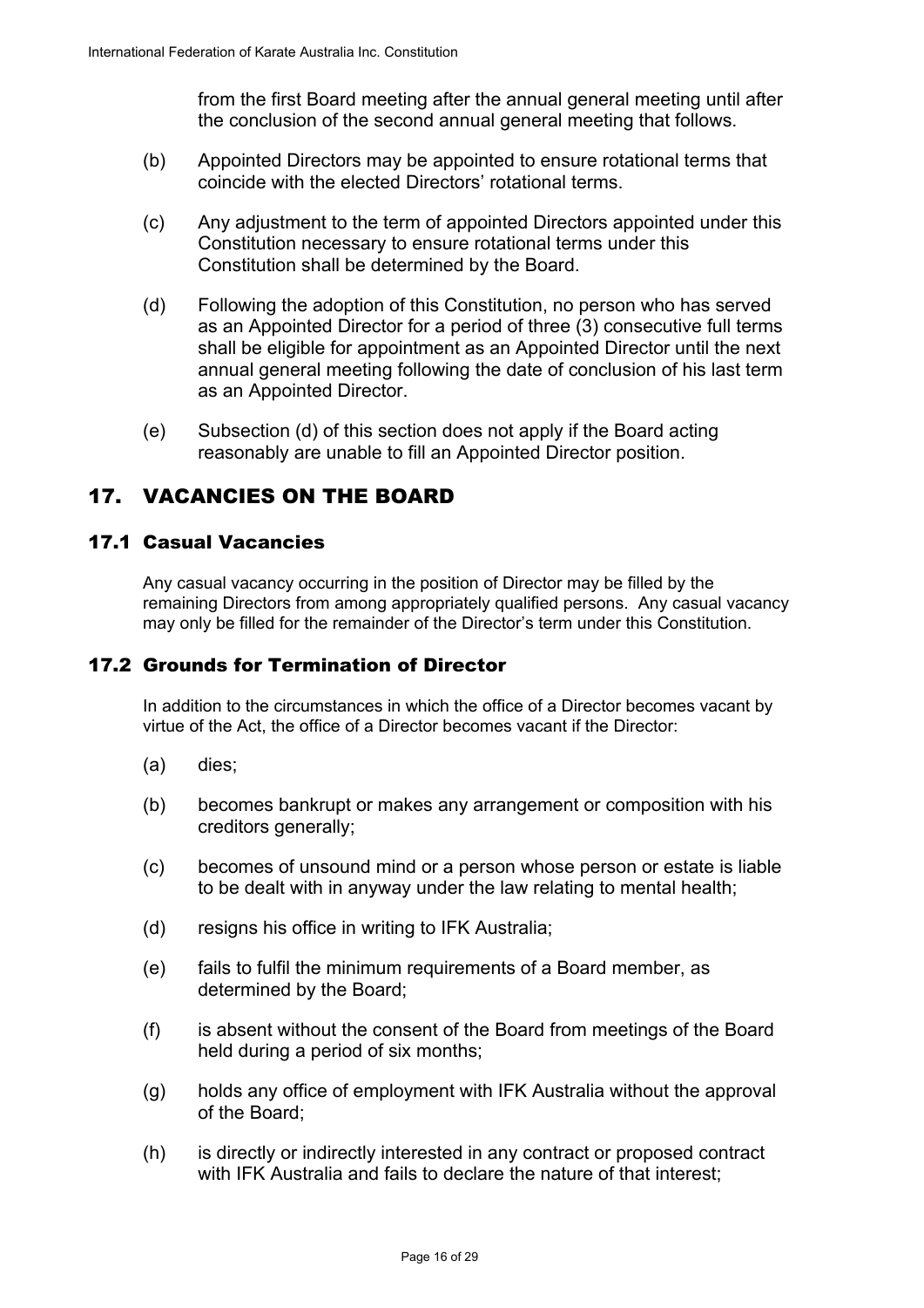from the first Board meeting after the annual general meeting until after the conclusion of the second annual general meeting that follows.

(b) Appointed Directors may be appointed to ensure rotational terms that coincide with the elected Directors' rotational terms.

(c) Any adjustment to the term of appointed Directors appointed under this Constitution necessary to ensure rotational terms under this Constitution shall be determined by the Board.

(d) Following the adoption of this Constitution, no person who has served as an Appointed Director for a period of three (3) consecutive full terms shall be eligible for appointment as an Appointed Director until the next annual general meeting following the date of conclusion of his last term as an Appointed Director.

(e) Subsection (d) of this section does not apply if the Board acting reasonably are unable to fill an Appointed Director position.

## 17. VACANCIES ON THE BOARD

### 17.1 Casual Vacancies

Any casual vacancy occurring in the position of Director may be filled by the remaining Directors from among appropriately qualified persons. Any casual vacancy may only be filled for the remainder of the Director's term under this Constitution.

### 17.2 Grounds for Termination of Director

In addition to the circumstances in which the office of a Director becomes vacant by virtue of the Act, the office of a Director becomes vacant if the Director:

(a) dies;

(b) becomes bankrupt or makes any arrangement or composition with his creditors generally;

(c) becomes of unsound mind or a person whose person or estate is liable to be dealt with in anyway under the law relating to mental health;

(d) resigns his office in writing to IFK Australia;

(e) fails to fulfil the minimum requirements of a Board member, as determined by the Board;

(f) is absent without the consent of the Board from meetings of the Board held during a period of six months;

(g) holds any office of employment with IFK Australia without the approval of the Board;

(h) is directly or indirectly interested in any contract or proposed contract with IFK Australia and fails to declare the nature of that interest;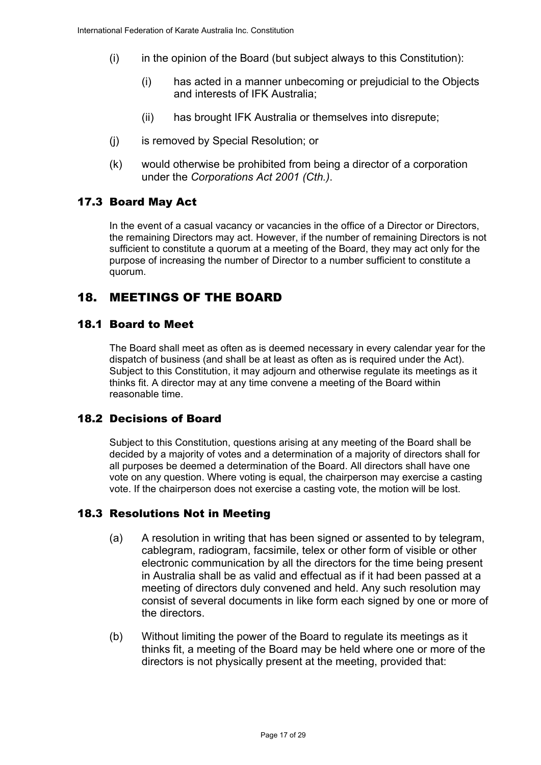(i) in the opinion of the Board (but subject always to this Constitution):

    (i) has acted in a manner unbecoming or prejudicial to the Objects and interests of IFK Australia;

    (ii) has brought IFK Australia or themselves into disrepute;

(j) is removed by Special Resolution; or

(k) would otherwise be prohibited from being a director of a corporation under the *Corporations Act 2001 (Cth.)*.

### 17.3 Board May Act

In the event of a casual vacancy or vacancies in the office of a Director or Directors, the remaining Directors may act. However, if the number of remaining Directors is not sufficient to constitute a quorum at a meeting of the Board, they may act only for the purpose of increasing the number of Director to a number sufficient to constitute a quorum.

## 18. MEETINGS OF THE BOARD

### 18.1 Board to Meet

The Board shall meet as often as is deemed necessary in every calendar year for the dispatch of business (and shall be at least as often as is required under the Act). Subject to this Constitution, it may adjourn and otherwise regulate its meetings as it thinks fit. A director may at any time convene a meeting of the Board within reasonable time.

### 18.2 Decisions of Board

Subject to this Constitution, questions arising at any meeting of the Board shall be decided by a majority of votes and a determination of a majority of directors shall for all purposes be deemed a determination of the Board. All directors shall have one vote on any question. Where voting is equal, the chairperson may exercise a casting vote. If the chairperson does not exercise a casting vote, the motion will be lost.

### 18.3 Resolutions Not in Meeting

(a) A resolution in writing that has been signed or assented to by telegram, cablegram, radiogram, facsimile, telex or other form of visible or other electronic communication by all the directors for the time being present in Australia shall be as valid and effectual as if it had been passed at a meeting of directors duly convened and held. Any such resolution may consist of several documents in like form each signed by one or more of the directors.

(b) Without limiting the power of the Board to regulate its meetings as it thinks fit, a meeting of the Board may be held where one or more of the directors is not physically present at the meeting, provided that: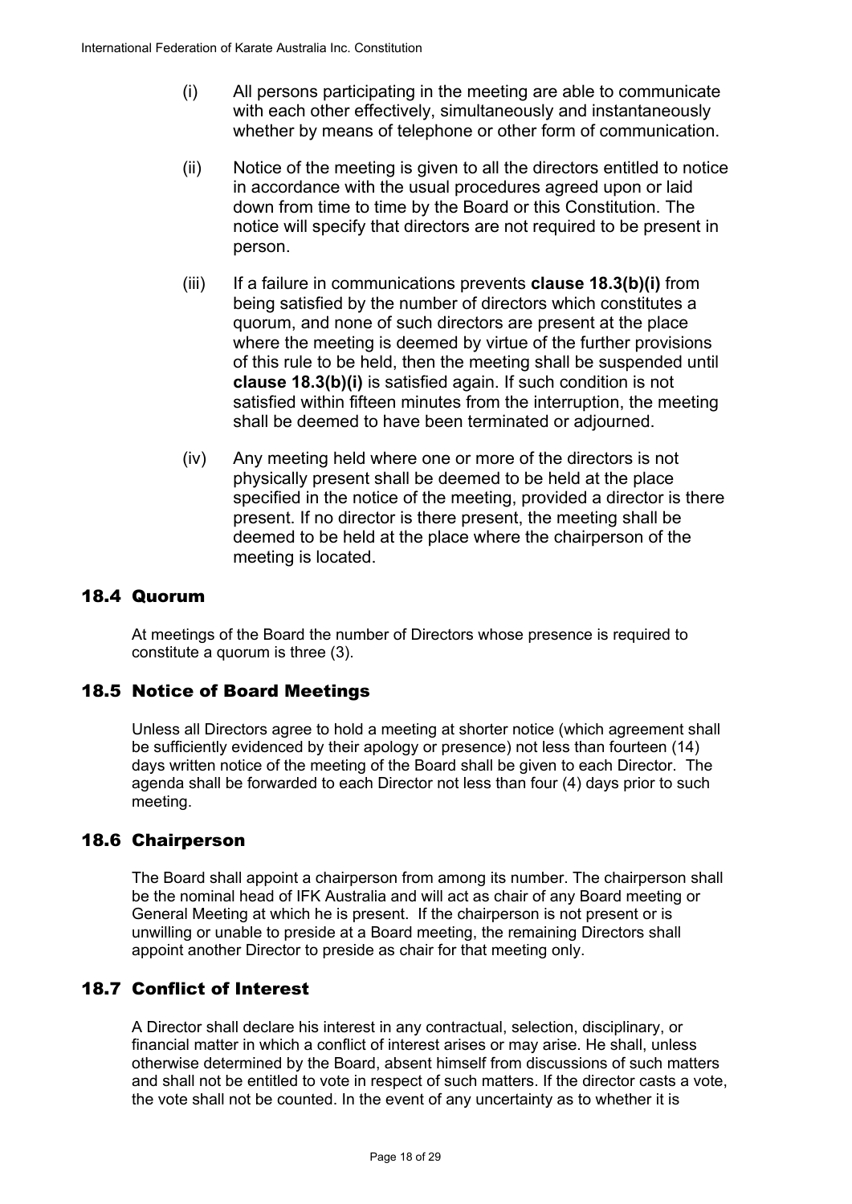(i) All persons participating in the meeting are able to communicate with each other effectively, simultaneously and instantaneously whether by means of telephone or other form of communication.

(ii) Notice of the meeting is given to all the directors entitled to notice in accordance with the usual procedures agreed upon or laid down from time to time by the Board or this Constitution. The notice will specify that directors are not required to be present in person.

(iii) If a failure in communications prevents **clause 18.3(b)(i)** from being satisfied by the number of directors which constitutes a quorum, and none of such directors are present at the place where the meeting is deemed by virtue of the further provisions of this rule to be held, then the meeting shall be suspended until **clause 18.3(b)(i)** is satisfied again. If such condition is not satisfied within fifteen minutes from the interruption, the meeting shall be deemed to have been terminated or adjourned.

(iv) Any meeting held where one or more of the directors is not physically present shall be deemed to be held at the place specified in the notice of the meeting, provided a director is there present. If no director is there present, the meeting shall be deemed to be held at the place where the chairperson of the meeting is located.

## 18.4 Quorum

At meetings of the Board the number of Directors whose presence is required to constitute a quorum is three (3).

## 18.5 Notice of Board Meetings

Unless all Directors agree to hold a meeting at shorter notice (which agreement shall be sufficiently evidenced by their apology or presence) not less than fourteen (14) days written notice of the meeting of the Board shall be given to each Director. The agenda shall be forwarded to each Director not less than four (4) days prior to such meeting.

## 18.6 Chairperson

The Board shall appoint a chairperson from among its number. The chairperson shall be the nominal head of IFK Australia and will act as chair of any Board meeting or General Meeting at which he is present. If the chairperson is not present or is unwilling or unable to preside at a Board meeting, the remaining Directors shall appoint another Director to preside as chair for that meeting only.

## 18.7 Conflict of Interest

A Director shall declare his interest in any contractual, selection, disciplinary, or financial matter in which a conflict of interest arises or may arise. He shall, unless otherwise determined by the Board, absent himself from discussions of such matters and shall not be entitled to vote in respect of such matters. If the director casts a vote, the vote shall not be counted. In the event of any uncertainty as to whether it is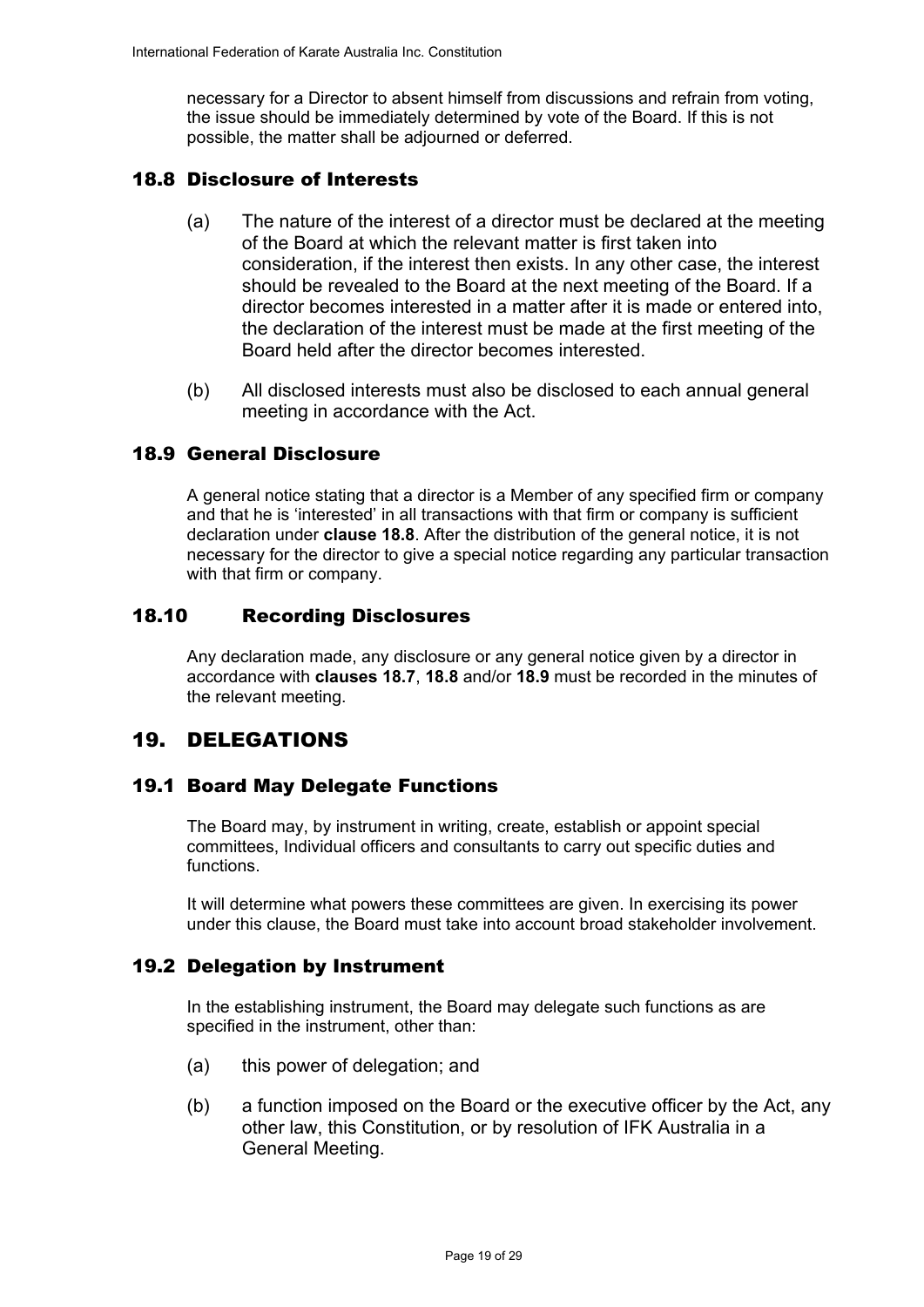necessary for a Director to absent himself from discussions and refrain from voting, the issue should be immediately determined by vote of the Board. If this is not possible, the matter shall be adjourned or deferred.

### 18.8 Disclosure of Interests

(a) The nature of the interest of a director must be declared at the meeting of the Board at which the relevant matter is first taken into consideration, if the interest then exists. In any other case, the interest should be revealed to the Board at the next meeting of the Board. If a director becomes interested in a matter after it is made or entered into, the declaration of the interest must be made at the first meeting of the Board held after the director becomes interested.

(b) All disclosed interests must also be disclosed to each annual general meeting in accordance with the Act.

### 18.9 General Disclosure

A general notice stating that a director is a Member of any specified firm or company and that he is 'interested' in all transactions with that firm or company is sufficient declaration under **clause 18.8**. After the distribution of the general notice, it is not necessary for the director to give a special notice regarding any particular transaction with that firm or company.

### 18.10 Recording Disclosures

Any declaration made, any disclosure or any general notice given by a director in accordance with **clauses 18.7**, **18.8** and/or **18.9** must be recorded in the minutes of the relevant meeting.

## 19. DELEGATIONS

### 19.1 Board May Delegate Functions

The Board may, by instrument in writing, create, establish or appoint special committees, Individual officers and consultants to carry out specific duties and functions.

It will determine what powers these committees are given. In exercising its power under this clause, the Board must take into account broad stakeholder involvement.

### 19.2 Delegation by Instrument

In the establishing instrument, the Board may delegate such functions as are specified in the instrument, other than:

(a) this power of delegation; and

(b) a function imposed on the Board or the executive officer by the Act, any other law, this Constitution, or by resolution of IFK Australia in a General Meeting.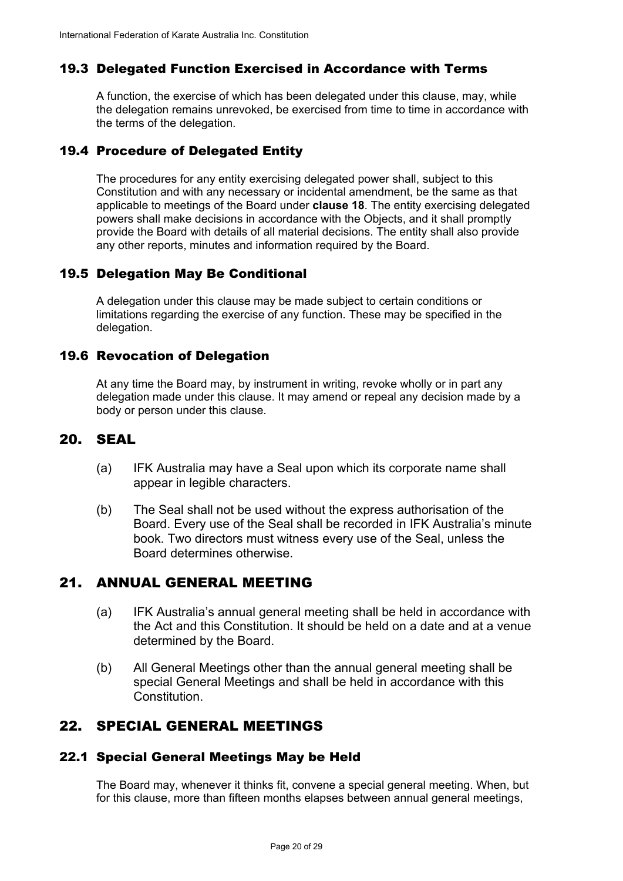### 19.3 Delegated Function Exercised in Accordance with Terms

A function, the exercise of which has been delegated under this clause, may, while the delegation remains unrevoked, be exercised from time to time in accordance with the terms of the delegation.

### 19.4 Procedure of Delegated Entity

The procedures for any entity exercising delegated power shall, subject to this Constitution and with any necessary or incidental amendment, be the same as that applicable to meetings of the Board under **clause 18**. The entity exercising delegated powers shall make decisions in accordance with the Objects, and it shall promptly provide the Board with details of all material decisions. The entity shall also provide any other reports, minutes and information required by the Board.

### 19.5 Delegation May Be Conditional

A delegation under this clause may be made subject to certain conditions or limitations regarding the exercise of any function. These may be specified in the delegation.

### 19.6 Revocation of Delegation

At any time the Board may, by instrument in writing, revoke wholly or in part any delegation made under this clause. It may amend or repeal any decision made by a body or person under this clause.

## 20. SEAL

(a) IFK Australia may have a Seal upon which its corporate name shall appear in legible characters.

(b) The Seal shall not be used without the express authorisation of the Board. Every use of the Seal shall be recorded in IFK Australia's minute book. Two directors must witness every use of the Seal, unless the Board determines otherwise.

## 21. ANNUAL GENERAL MEETING

(a) IFK Australia's annual general meeting shall be held in accordance with the Act and this Constitution. It should be held on a date and at a venue determined by the Board.

(b) All General Meetings other than the annual general meeting shall be special General Meetings and shall be held in accordance with this Constitution.

## 22. SPECIAL GENERAL MEETINGS

### 22.1 Special General Meetings May be Held

The Board may, whenever it thinks fit, convene a special general meeting. When, but for this clause, more than fifteen months elapses between annual general meetings,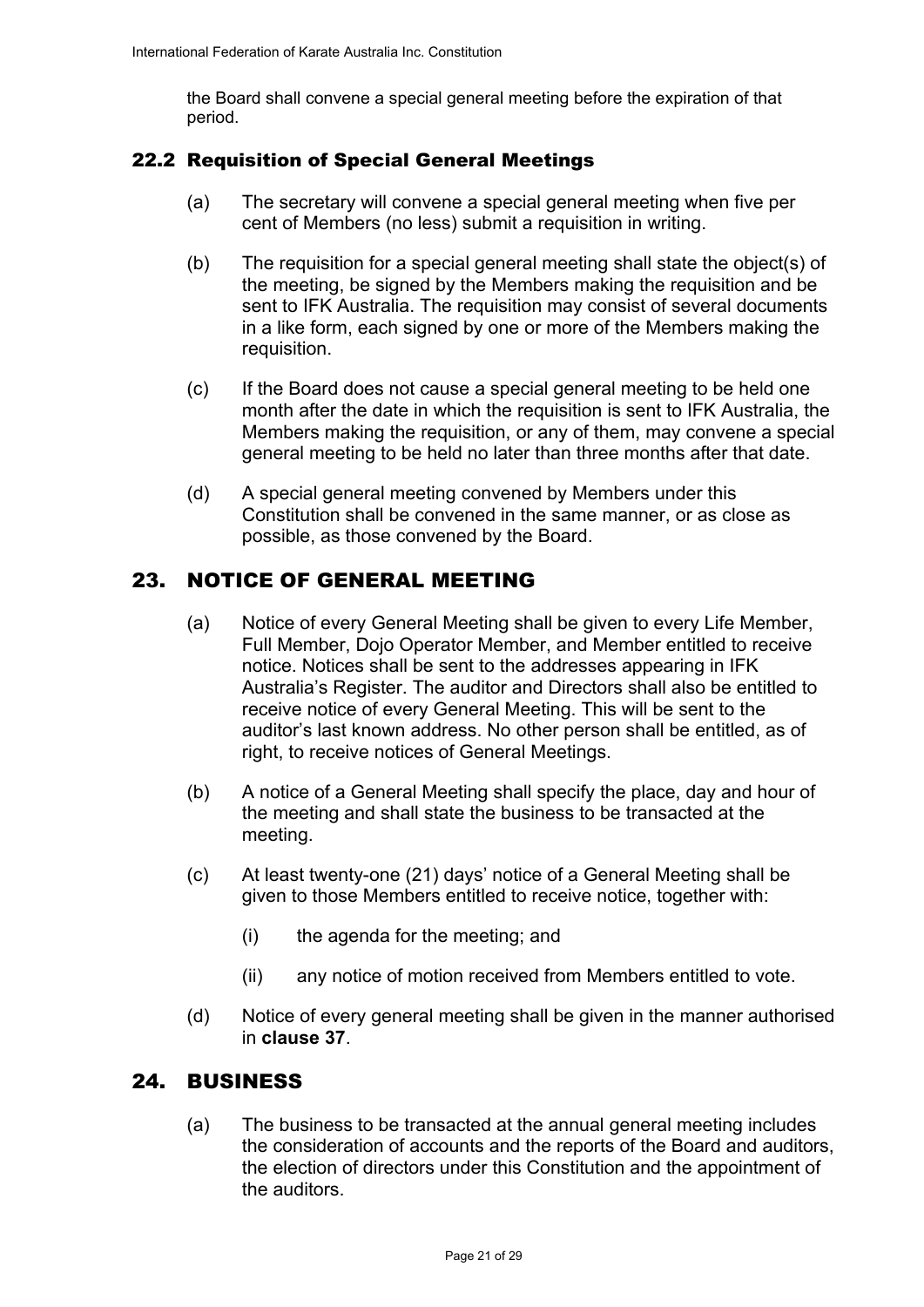the Board shall convene a special general meeting before the expiration of that period.

### 22.2 Requisition of Special General Meetings

(a) The secretary will convene a special general meeting when five per cent of Members (no less) submit a requisition in writing.

(b) The requisition for a special general meeting shall state the object(s) of the meeting, be signed by the Members making the requisition and be sent to IFK Australia. The requisition may consist of several documents in a like form, each signed by one or more of the Members making the requisition.

(c) If the Board does not cause a special general meeting to be held one month after the date in which the requisition is sent to IFK Australia, the Members making the requisition, or any of them, may convene a special general meeting to be held no later than three months after that date.

(d) A special general meeting convened by Members under this Constitution shall be convened in the same manner, or as close as possible, as those convened by the Board.

## 23. NOTICE OF GENERAL MEETING

(a) Notice of every General Meeting shall be given to every Life Member, Full Member, Dojo Operator Member, and Member entitled to receive notice. Notices shall be sent to the addresses appearing in IFK Australia's Register. The auditor and Directors shall also be entitled to receive notice of every General Meeting. This will be sent to the auditor's last known address. No other person shall be entitled, as of right, to receive notices of General Meetings.

(b) A notice of a General Meeting shall specify the place, day and hour of the meeting and shall state the business to be transacted at the meeting.

(c) At least twenty-one (21) days' notice of a General Meeting shall be given to those Members entitled to receive notice, together with:

   (i) the agenda for the meeting; and

   (ii) any notice of motion received from Members entitled to vote.

(d) Notice of every general meeting shall be given in the manner authorised in **clause 37**.

## 24. BUSINESS

(a) The business to be transacted at the annual general meeting includes the consideration of accounts and the reports of the Board and auditors, the election of directors under this Constitution and the appointment of the auditors.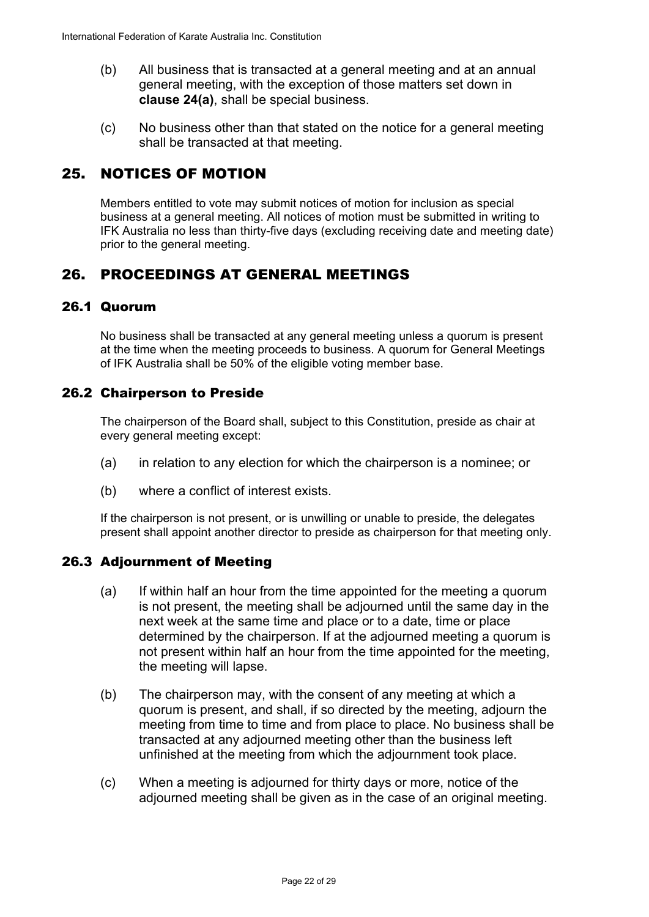(b) All business that is transacted at a general meeting and at an annual general meeting, with the exception of those matters set down in **clause 24(a)**, shall be special business.

(c) No business other than that stated on the notice for a general meeting shall be transacted at that meeting.

# 25. NOTICES OF MOTION

Members entitled to vote may submit notices of motion for inclusion as special business at a general meeting. All notices of motion must be submitted in writing to IFK Australia no less than thirty-five days (excluding receiving date and meeting date) prior to the general meeting.

# 26. PROCEEDINGS AT GENERAL MEETINGS

## 26.1 Quorum

No business shall be transacted at any general meeting unless a quorum is present at the time when the meeting proceeds to business. A quorum for General Meetings of IFK Australia shall be 50% of the eligible voting member base.

## 26.2 Chairperson to Preside

The chairperson of the Board shall, subject to this Constitution, preside as chair at every general meeting except:

(a) in relation to any election for which the chairperson is a nominee; or

(b) where a conflict of interest exists.

If the chairperson is not present, or is unwilling or unable to preside, the delegates present shall appoint another director to preside as chairperson for that meeting only.

## 26.3 Adjournment of Meeting

(a) If within half an hour from the time appointed for the meeting a quorum is not present, the meeting shall be adjourned until the same day in the next week at the same time and place or to a date, time or place determined by the chairperson. If at the adjourned meeting a quorum is not present within half an hour from the time appointed for the meeting, the meeting will lapse.

(b) The chairperson may, with the consent of any meeting at which a quorum is present, and shall, if so directed by the meeting, adjourn the meeting from time to time and from place to place. No business shall be transacted at any adjourned meeting other than the business left unfinished at the meeting from which the adjournment took place.

(c) When a meeting is adjourned for thirty days or more, notice of the adjourned meeting shall be given as in the case of an original meeting.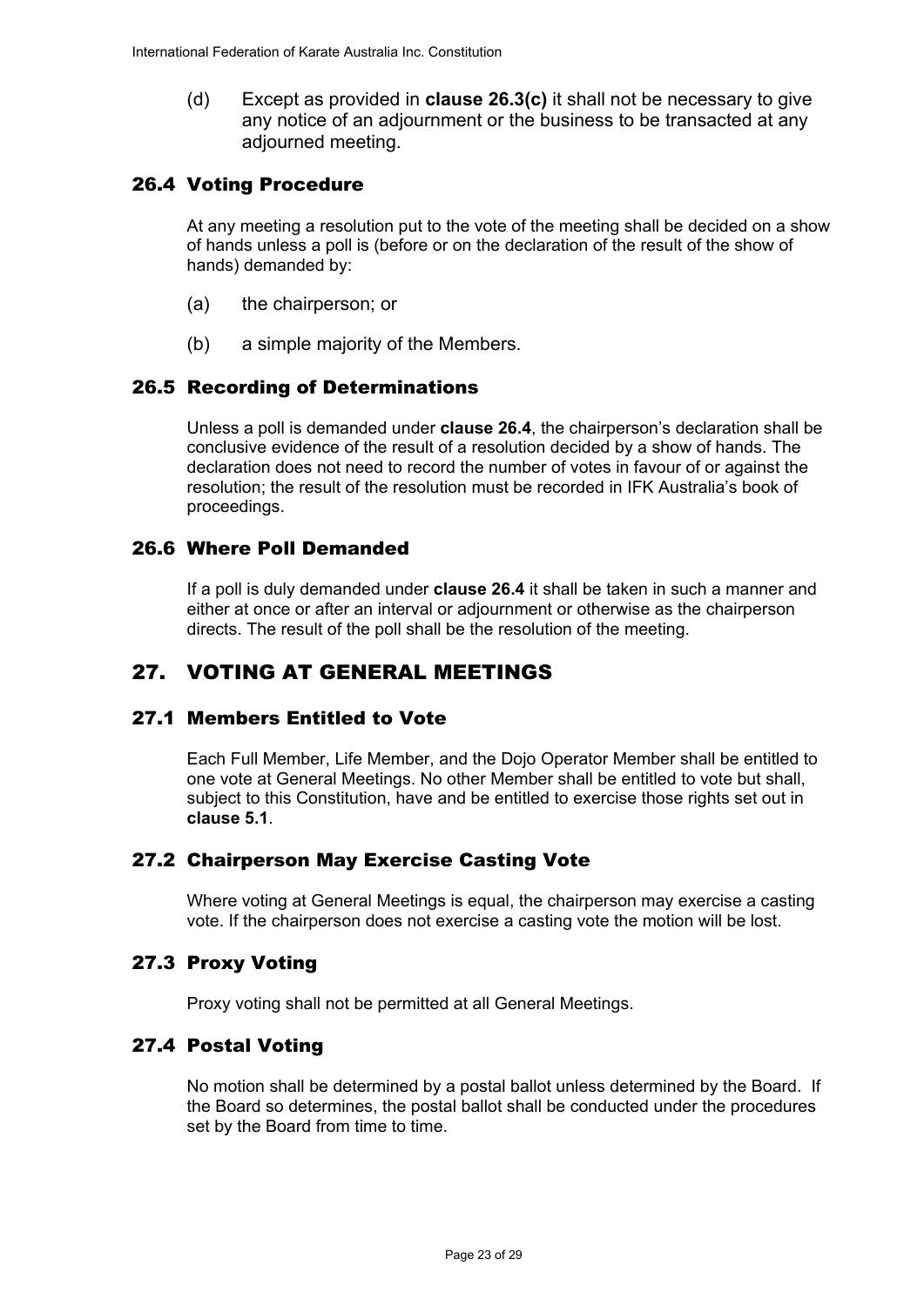(d) Except as provided in **clause 26.3(c)** it shall not be necessary to give any notice of an adjournment or the business to be transacted at any adjourned meeting.

### 26.4 Voting Procedure

At any meeting a resolution put to the vote of the meeting shall be decided on a show of hands unless a poll is (before or on the declaration of the result of the show of hands) demanded by:

(a) the chairperson; or

(b) a simple majority of the Members.

### 26.5 Recording of Determinations

Unless a poll is demanded under **clause 26.4**, the chairperson's declaration shall be conclusive evidence of the result of a resolution decided by a show of hands. The declaration does not need to record the number of votes in favour of or against the resolution; the result of the resolution must be recorded in IFK Australia's book of proceedings.

### 26.6 Where Poll Demanded

If a poll is duly demanded under **clause 26.4** it shall be taken in such a manner and either at once or after an interval or adjournment or otherwise as the chairperson directs. The result of the poll shall be the resolution of the meeting.

## 27. VOTING AT GENERAL MEETINGS

### 27.1 Members Entitled to Vote

Each Full Member, Life Member, and the Dojo Operator Member shall be entitled to one vote at General Meetings. No other Member shall be entitled to vote but shall, subject to this Constitution, have and be entitled to exercise those rights set out in **clause 5.1**.

### 27.2 Chairperson May Exercise Casting Vote

Where voting at General Meetings is equal, the chairperson may exercise a casting vote. If the chairperson does not exercise a casting vote the motion will be lost.

### 27.3 Proxy Voting

Proxy voting shall not be permitted at all General Meetings.

### 27.4 Postal Voting

No motion shall be determined by a postal ballot unless determined by the Board. If the Board so determines, the postal ballot shall be conducted under the procedures set by the Board from time to time.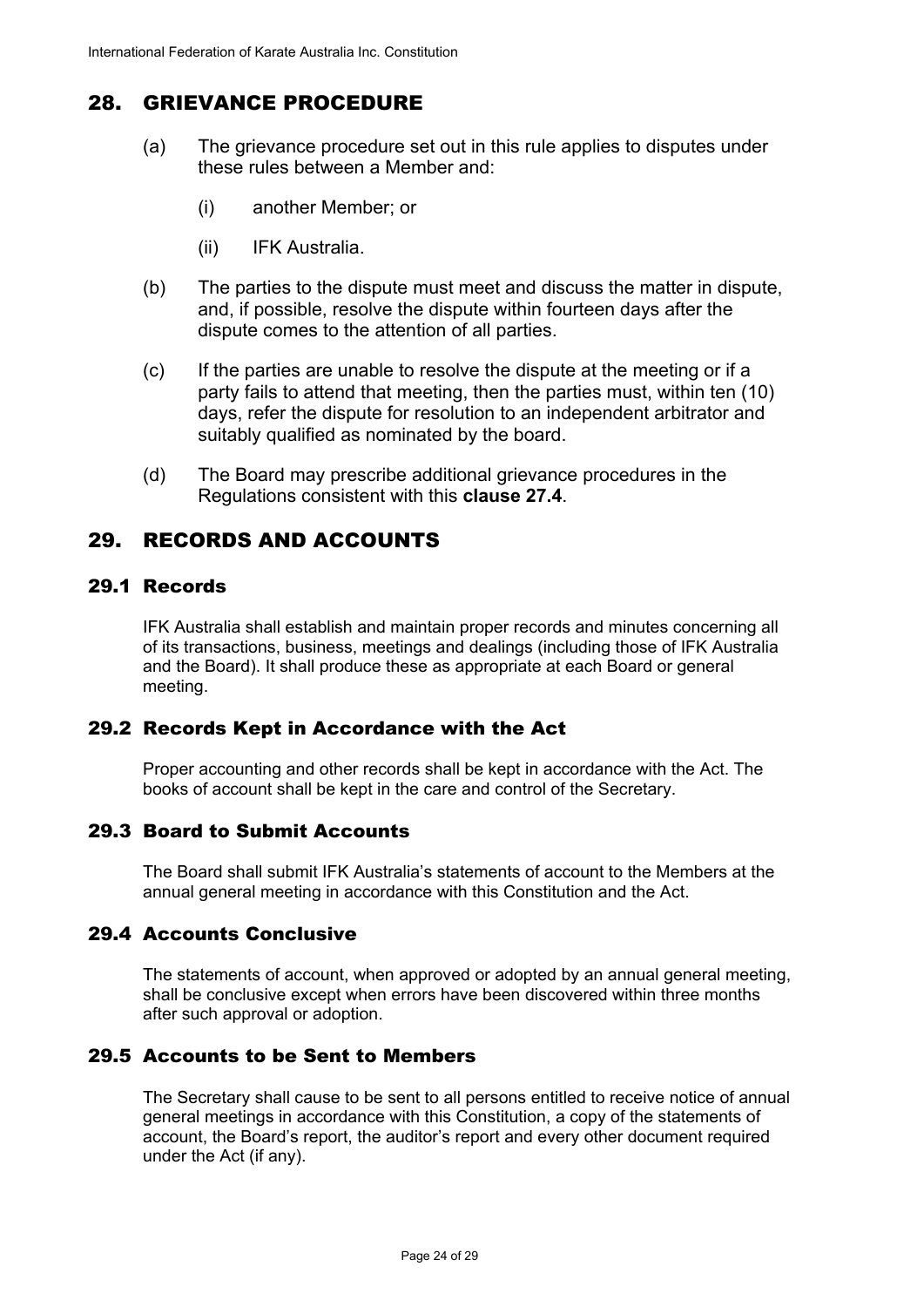## 28. GRIEVANCE PROCEDURE

(a) The grievance procedure set out in this rule applies to disputes under these rules between a Member and:

  (i) another Member; or

  (ii) IFK Australia.

(b) The parties to the dispute must meet and discuss the matter in dispute, and, if possible, resolve the dispute within fourteen days after the dispute comes to the attention of all parties.

(c) If the parties are unable to resolve the dispute at the meeting or if a party fails to attend that meeting, then the parties must, within ten (10) days, refer the dispute for resolution to an independent arbitrator and suitably qualified as nominated by the board.

(d) The Board may prescribe additional grievance procedures in the Regulations consistent with this **clause 27.4**.

## 29. RECORDS AND ACCOUNTS

### 29.1 Records

IFK Australia shall establish and maintain proper records and minutes concerning all of its transactions, business, meetings and dealings (including those of IFK Australia and the Board). It shall produce these as appropriate at each Board or general meeting.

### 29.2 Records Kept in Accordance with the Act

Proper accounting and other records shall be kept in accordance with the Act. The books of account shall be kept in the care and control of the Secretary.

### 29.3 Board to Submit Accounts

The Board shall submit IFK Australia's statements of account to the Members at the annual general meeting in accordance with this Constitution and the Act.

### 29.4 Accounts Conclusive

The statements of account, when approved or adopted by an annual general meeting, shall be conclusive except when errors have been discovered within three months after such approval or adoption.

### 29.5 Accounts to be Sent to Members

The Secretary shall cause to be sent to all persons entitled to receive notice of annual general meetings in accordance with this Constitution, a copy of the statements of account, the Board's report, the auditor's report and every other document required under the Act (if any).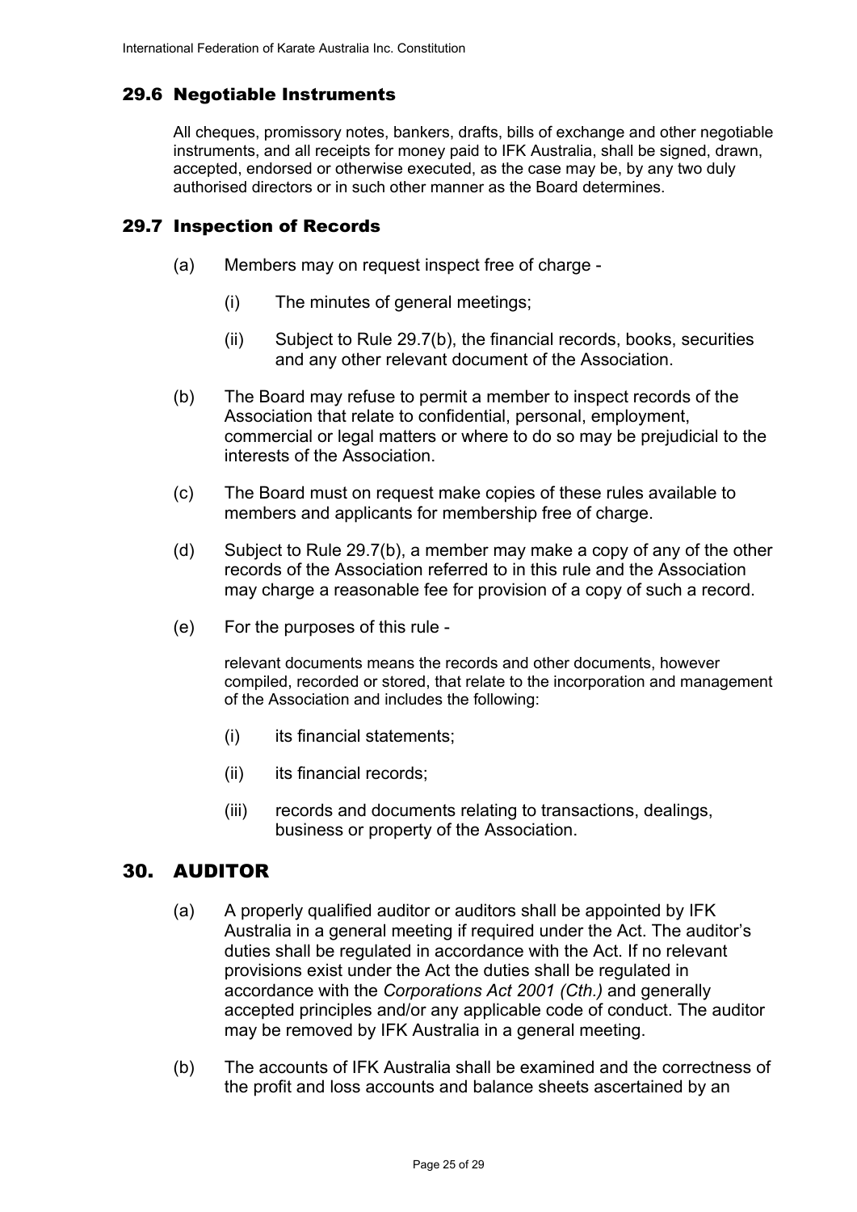## 29.6 Negotiable Instruments

All cheques, promissory notes, bankers, drafts, bills of exchange and other negotiable instruments, and all receipts for money paid to IFK Australia, shall be signed, drawn, accepted, endorsed or otherwise executed, as the case may be, by any two duly authorised directors or in such other manner as the Board determines.

## 29.7 Inspection of Records

(a) Members may on request inspect free of charge -

  (i) The minutes of general meetings;

  (ii) Subject to Rule 29.7(b), the financial records, books, securities and any other relevant document of the Association.

(b) The Board may refuse to permit a member to inspect records of the Association that relate to confidential, personal, employment, commercial or legal matters or where to do so may be prejudicial to the interests of the Association.

(c) The Board must on request make copies of these rules available to members and applicants for membership free of charge.

(d) Subject to Rule 29.7(b), a member may make a copy of any of the other records of the Association referred to in this rule and the Association may charge a reasonable fee for provision of a copy of such a record.

(e) For the purposes of this rule -

relevant documents means the records and other documents, however compiled, recorded or stored, that relate to the incorporation and management of the Association and includes the following:

  (i) its financial statements;

  (ii) its financial records;

  (iii) records and documents relating to transactions, dealings, business or property of the Association.

# 30. AUDITOR

(a) A properly qualified auditor or auditors shall be appointed by IFK Australia in a general meeting if required under the Act. The auditor's duties shall be regulated in accordance with the Act. If no relevant provisions exist under the Act the duties shall be regulated in accordance with the *Corporations Act 2001 (Cth.)* and generally accepted principles and/or any applicable code of conduct. The auditor may be removed by IFK Australia in a general meeting.

(b) The accounts of IFK Australia shall be examined and the correctness of the profit and loss accounts and balance sheets ascertained by an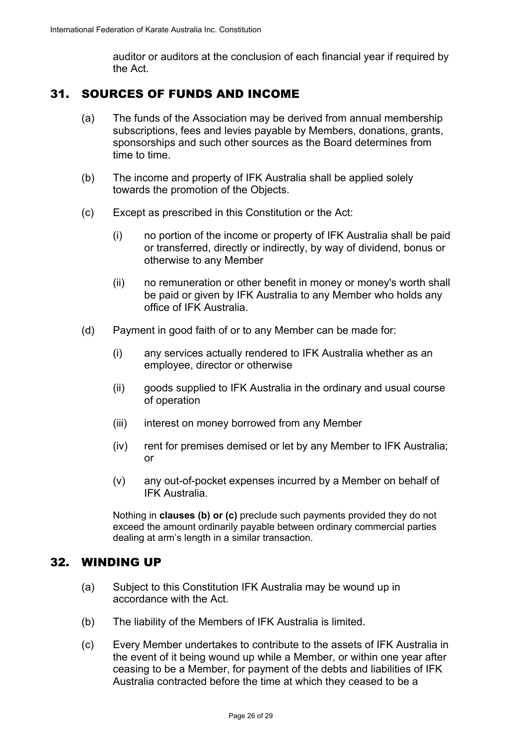auditor or auditors at the conclusion of each financial year if required by the Act.

## 31. SOURCES OF FUNDS AND INCOME

(a) The funds of the Association may be derived from annual membership subscriptions, fees and levies payable by Members, donations, grants, sponsorships and such other sources as the Board determines from time to time.

(b) The income and property of IFK Australia shall be applied solely towards the promotion of the Objects.

(c) Except as prescribed in this Constitution or the Act:

(i) no portion of the income or property of IFK Australia shall be paid or transferred, directly or indirectly, by way of dividend, bonus or otherwise to any Member

(ii) no remuneration or other benefit in money or money's worth shall be paid or given by IFK Australia to any Member who holds any office of IFK Australia.

(d) Payment in good faith of or to any Member can be made for:

(i) any services actually rendered to IFK Australia whether as an employee, director or otherwise

(ii) goods supplied to IFK Australia in the ordinary and usual course of operation

(iii) interest on money borrowed from any Member

(iv) rent for premises demised or let by any Member to IFK Australia; or

(v) any out-of-pocket expenses incurred by a Member on behalf of IFK Australia.

Nothing in **clauses (b) or (c)** preclude such payments provided they do not exceed the amount ordinarily payable between ordinary commercial parties dealing at arm's length in a similar transaction.

## 32. WINDING UP

(a) Subject to this Constitution IFK Australia may be wound up in accordance with the Act.

(b) The liability of the Members of IFK Australia is limited.

(c) Every Member undertakes to contribute to the assets of IFK Australia in the event of it being wound up while a Member, or within one year after ceasing to be a Member, for payment of the debts and liabilities of IFK Australia contracted before the time at which they ceased to be a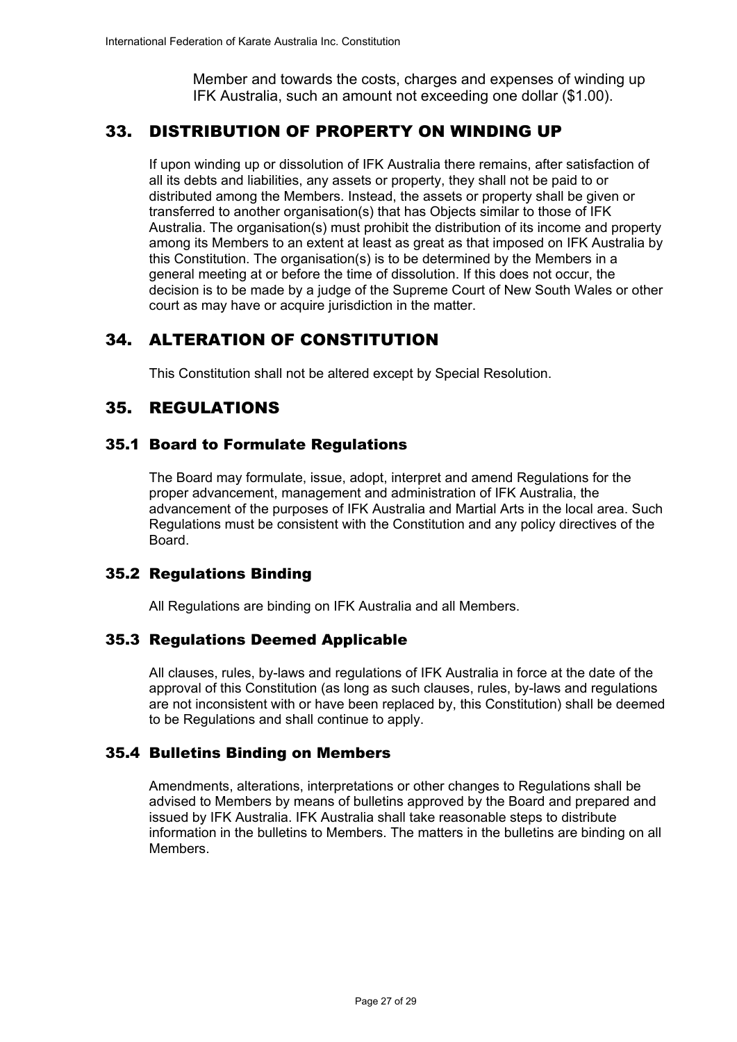Member and towards the costs, charges and expenses of winding up IFK Australia, such an amount not exceeding one dollar ($1.00).

## 33. DISTRIBUTION OF PROPERTY ON WINDING UP

If upon winding up or dissolution of IFK Australia there remains, after satisfaction of all its debts and liabilities, any assets or property, they shall not be paid to or distributed among the Members. Instead, the assets or property shall be given or transferred to another organisation(s) that has Objects similar to those of IFK Australia. The organisation(s) must prohibit the distribution of its income and property among its Members to an extent at least as great as that imposed on IFK Australia by this Constitution. The organisation(s) is to be determined by the Members in a general meeting at or before the time of dissolution. If this does not occur, the decision is to be made by a judge of the Supreme Court of New South Wales or other court as may have or acquire jurisdiction in the matter.

## 34. ALTERATION OF CONSTITUTION

This Constitution shall not be altered except by Special Resolution.

## 35. REGULATIONS

### 35.1 Board to Formulate Regulations

The Board may formulate, issue, adopt, interpret and amend Regulations for the proper advancement, management and administration of IFK Australia, the advancement of the purposes of IFK Australia and Martial Arts in the local area. Such Regulations must be consistent with the Constitution and any policy directives of the Board.

### 35.2 Regulations Binding

All Regulations are binding on IFK Australia and all Members.

### 35.3 Regulations Deemed Applicable

All clauses, rules, by-laws and regulations of IFK Australia in force at the date of the approval of this Constitution (as long as such clauses, rules, by-laws and regulations are not inconsistent with or have been replaced by, this Constitution) shall be deemed to be Regulations and shall continue to apply.

### 35.4 Bulletins Binding on Members

Amendments, alterations, interpretations or other changes to Regulations shall be advised to Members by means of bulletins approved by the Board and prepared and issued by IFK Australia. IFK Australia shall take reasonable steps to distribute information in the bulletins to Members. The matters in the bulletins are binding on all Members.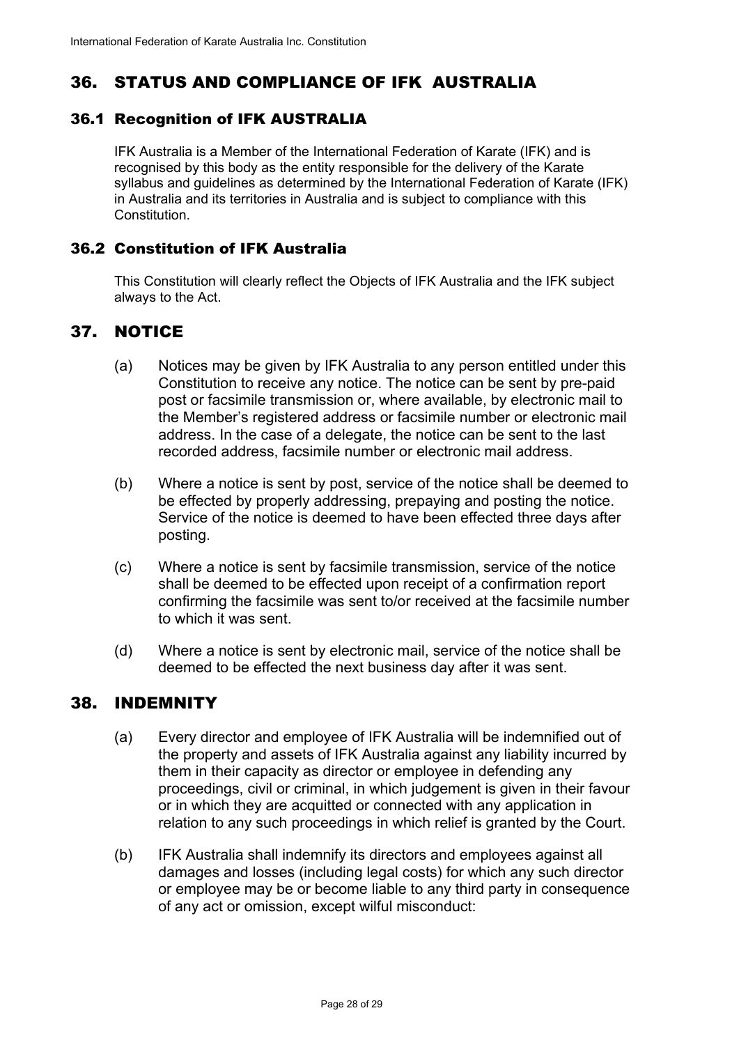## 36. STATUS AND COMPLIANCE OF IFK AUSTRALIA

### 36.1 Recognition of IFK AUSTRALIA

IFK Australia is a Member of the International Federation of Karate (IFK) and is recognised by this body as the entity responsible for the delivery of the Karate syllabus and guidelines as determined by the International Federation of Karate (IFK) in Australia and its territories in Australia and is subject to compliance with this Constitution.

### 36.2 Constitution of IFK Australia

This Constitution will clearly reflect the Objects of IFK Australia and the IFK subject always to the Act.

## 37. NOTICE

(a) Notices may be given by IFK Australia to any person entitled under this Constitution to receive any notice. The notice can be sent by pre-paid post or facsimile transmission or, where available, by electronic mail to the Member's registered address or facsimile number or electronic mail address. In the case of a delegate, the notice can be sent to the last recorded address, facsimile number or electronic mail address.

(b) Where a notice is sent by post, service of the notice shall be deemed to be effected by properly addressing, prepaying and posting the notice. Service of the notice is deemed to have been effected three days after posting.

(c) Where a notice is sent by facsimile transmission, service of the notice shall be deemed to be effected upon receipt of a confirmation report confirming the facsimile was sent to/or received at the facsimile number to which it was sent.

(d) Where a notice is sent by electronic mail, service of the notice shall be deemed to be effected the next business day after it was sent.

## 38. INDEMNITY

(a) Every director and employee of IFK Australia will be indemnified out of the property and assets of IFK Australia against any liability incurred by them in their capacity as director or employee in defending any proceedings, civil or criminal, in which judgement is given in their favour or in which they are acquitted or connected with any application in relation to any such proceedings in which relief is granted by the Court.

(b) IFK Australia shall indemnify its directors and employees against all damages and losses (including legal costs) for which any such director or employee may be or become liable to any third party in consequence of any act or omission, except wilful misconduct: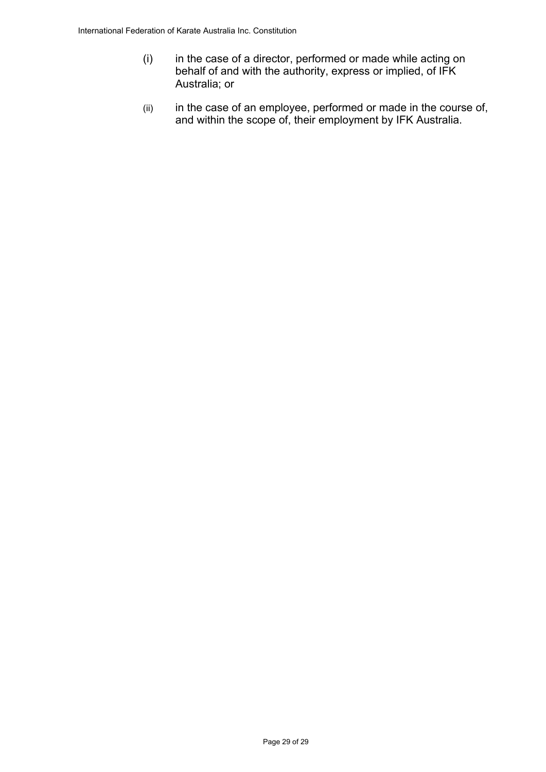(i) in the case of a director, performed or made while acting on behalf of and with the authority, express or implied, of IFK Australia; or

(ii) in the case of an employee, performed or made in the course of, and within the scope of, their employment by IFK Australia.